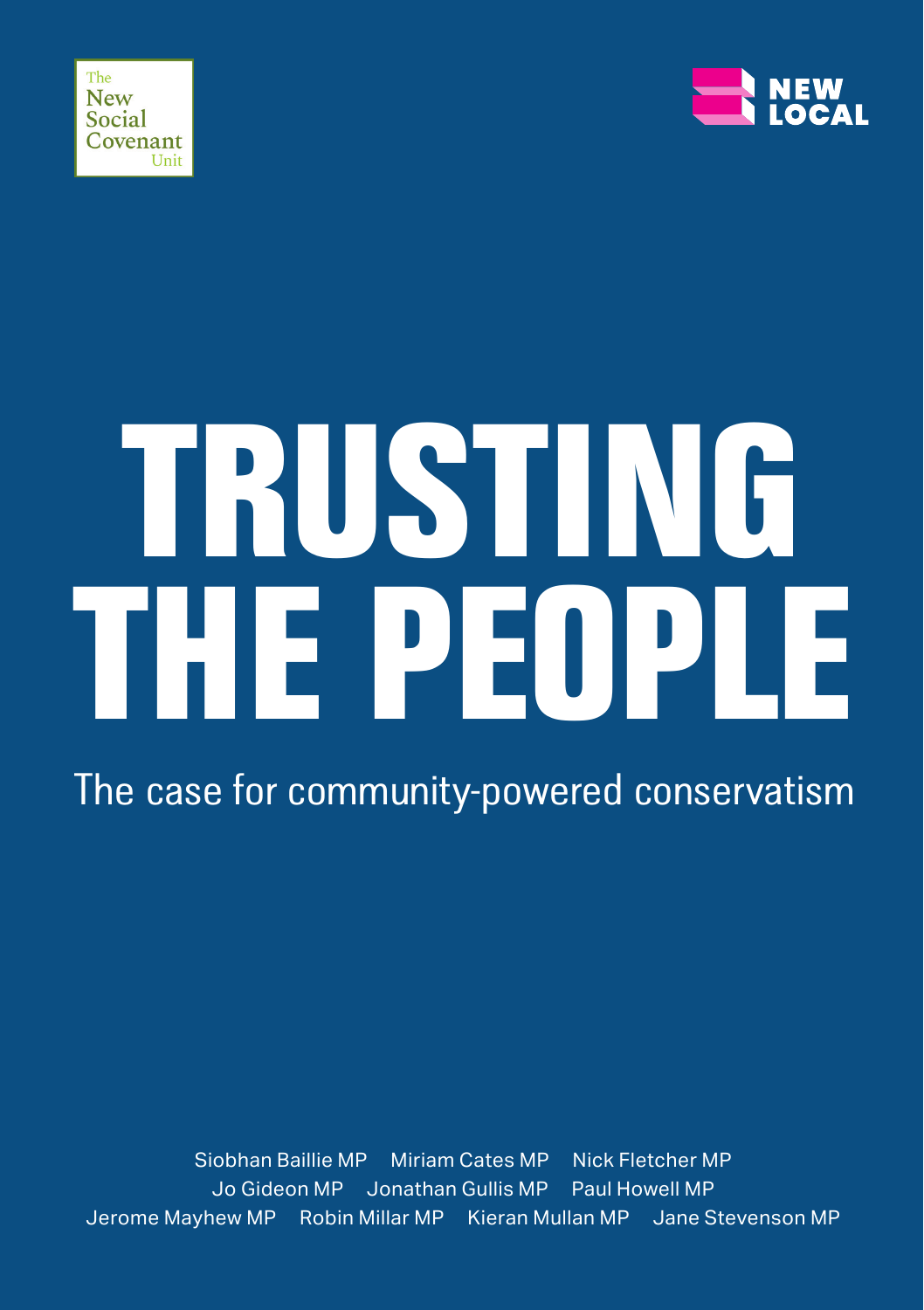The New Social Covenant Unit

NEW LOCAL

# TRUSTING THE PEOPLE

## The case for community-powered conservatism

Siobhan Baillie MP Miriam Cates MP Nick Fletcher MP
Jo Gideon MP Jonathan Gullis MP Paul Howell MP
Jerome Mayhew MP Robin Millar MP Kieran Mullan MP Jane Stevenson MP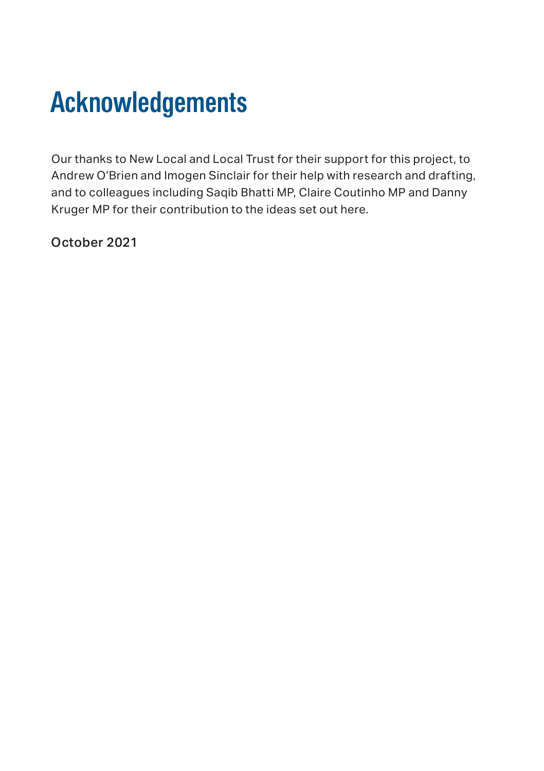# Acknowledgements

Our thanks to New Local and Local Trust for their support for this project, to Andrew O'Brien and Imogen Sinclair for their help with research and drafting, and to colleagues including Saqib Bhatti MP, Claire Coutinho MP and Danny Kruger MP for their contribution to the ideas set out here.

October 2021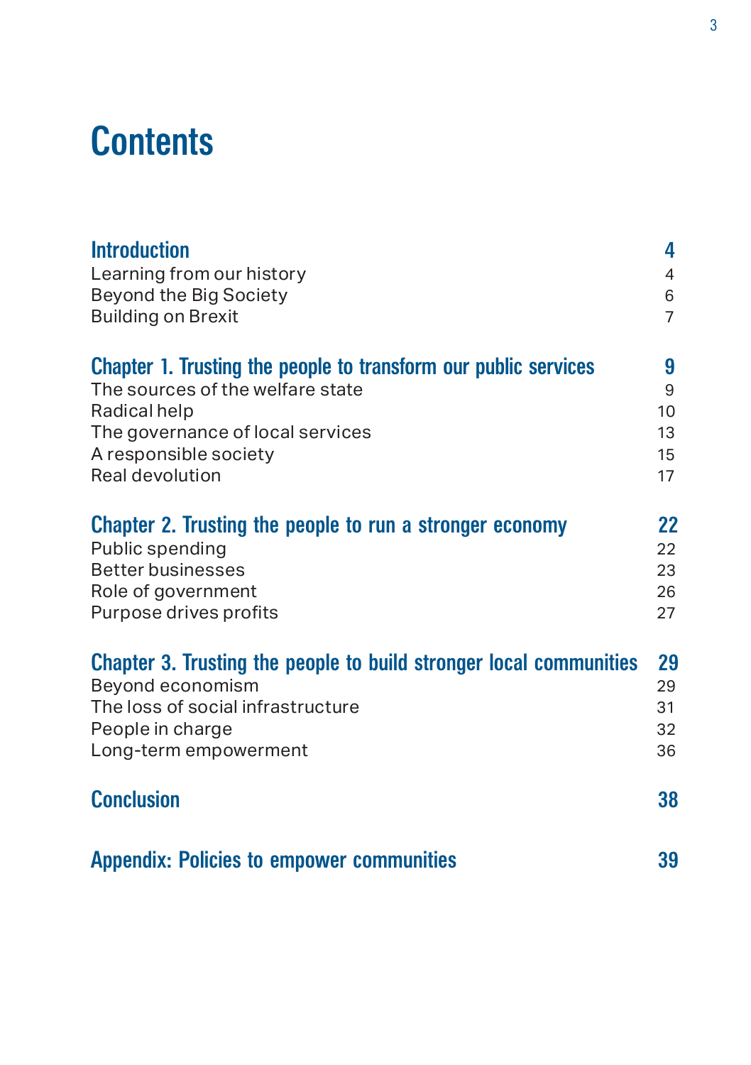# Contents

| | |
|---|---|
| **Introduction** | **4** |
| Learning from our history | 4 |
| Beyond the Big Society | 6 |
| Building on Brexit | 7 |
| **Chapter 1. Trusting the people to transform our public services** | **9** |
| The sources of the welfare state | 9 |
| Radical help | 10 |
| The governance of local services | 13 |
| A responsible society | 15 |
| Real devolution | 17 |
| **Chapter 2. Trusting the people to run a stronger economy** | **22** |
| Public spending | 22 |
| Better businesses | 23 |
| Role of government | 26 |
| Purpose drives profits | 27 |
| **Chapter 3. Trusting the people to build stronger local communities** | **29** |
| Beyond economism | 29 |
| The loss of social infrastructure | 31 |
| People in charge | 32 |
| Long-term empowerment | 36 |
| **Conclusion** | **38** |
| **Appendix: Policies to empower communities** | **39** |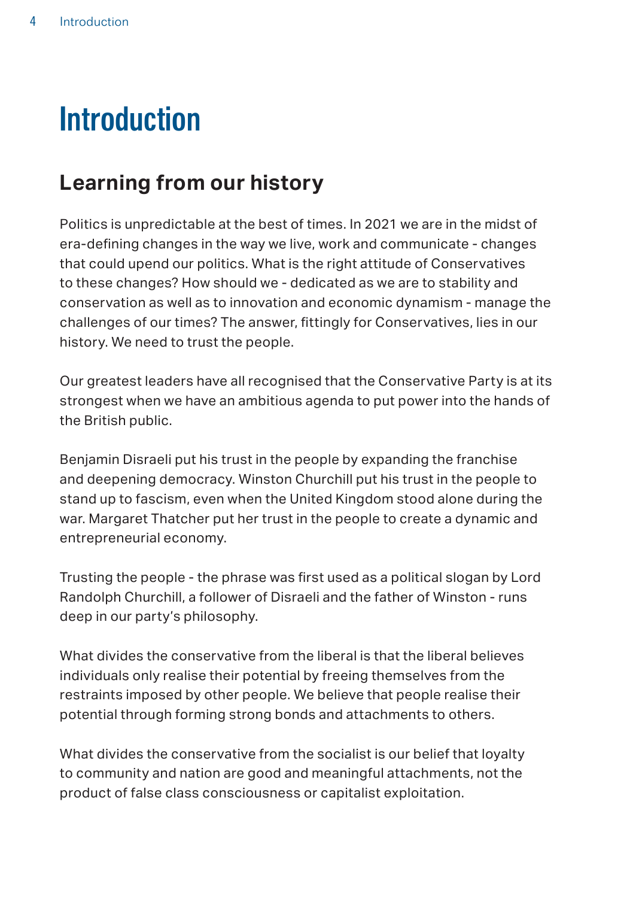# Introduction

## Learning from our history

Politics is unpredictable at the best of times. In 2021 we are in the midst of era-defining changes in the way we live, work and communicate - changes that could upend our politics. What is the right attitude of Conservatives to these changes? How should we - dedicated as we are to stability and conservation as well as to innovation and economic dynamism - manage the challenges of our times? The answer, fittingly for Conservatives, lies in our history. We need to trust the people.

Our greatest leaders have all recognised that the Conservative Party is at its strongest when we have an ambitious agenda to put power into the hands of the British public.

Benjamin Disraeli put his trust in the people by expanding the franchise and deepening democracy. Winston Churchill put his trust in the people to stand up to fascism, even when the United Kingdom stood alone during the war. Margaret Thatcher put her trust in the people to create a dynamic and entrepreneurial economy.

Trusting the people - the phrase was first used as a political slogan by Lord Randolph Churchill, a follower of Disraeli and the father of Winston - runs deep in our party's philosophy.

What divides the conservative from the liberal is that the liberal believes individuals only realise their potential by freeing themselves from the restraints imposed by other people. We believe that people realise their potential through forming strong bonds and attachments to others.

What divides the conservative from the socialist is our belief that loyalty to community and nation are good and meaningful attachments, not the product of false class consciousness or capitalist exploitation.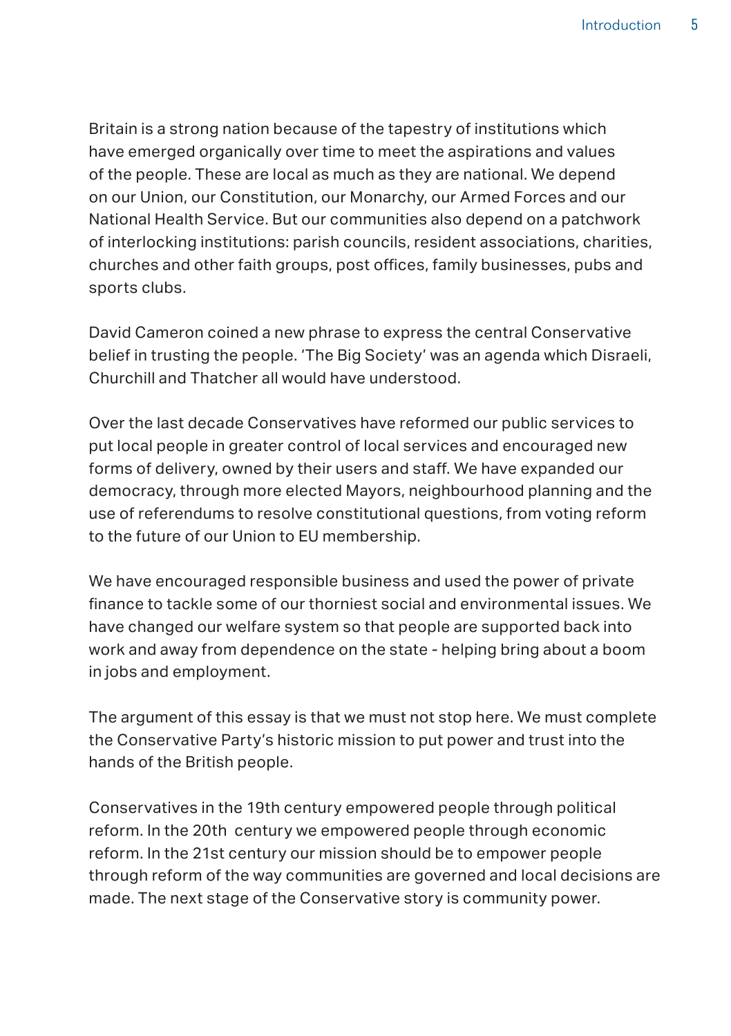Britain is a strong nation because of the tapestry of institutions which have emerged organically over time to meet the aspirations and values of the people. These are local as much as they are national. We depend on our Union, our Constitution, our Monarchy, our Armed Forces and our National Health Service. But our communities also depend on a patchwork of interlocking institutions: parish councils, resident associations, charities, churches and other faith groups, post offices, family businesses, pubs and sports clubs.

David Cameron coined a new phrase to express the central Conservative belief in trusting the people. 'The Big Society' was an agenda which Disraeli, Churchill and Thatcher all would have understood.

Over the last decade Conservatives have reformed our public services to put local people in greater control of local services and encouraged new forms of delivery, owned by their users and staff. We have expanded our democracy, through more elected Mayors, neighbourhood planning and the use of referendums to resolve constitutional questions, from voting reform to the future of our Union to EU membership.

We have encouraged responsible business and used the power of private finance to tackle some of our thorniest social and environmental issues. We have changed our welfare system so that people are supported back into work and away from dependence on the state - helping bring about a boom in jobs and employment.

The argument of this essay is that we must not stop here. We must complete the Conservative Party's historic mission to put power and trust into the hands of the British people.

Conservatives in the 19th century empowered people through political reform. In the 20th century we empowered people through economic reform. In the 21st century our mission should be to empower people through reform of the way communities are governed and local decisions are made. The next stage of the Conservative story is community power.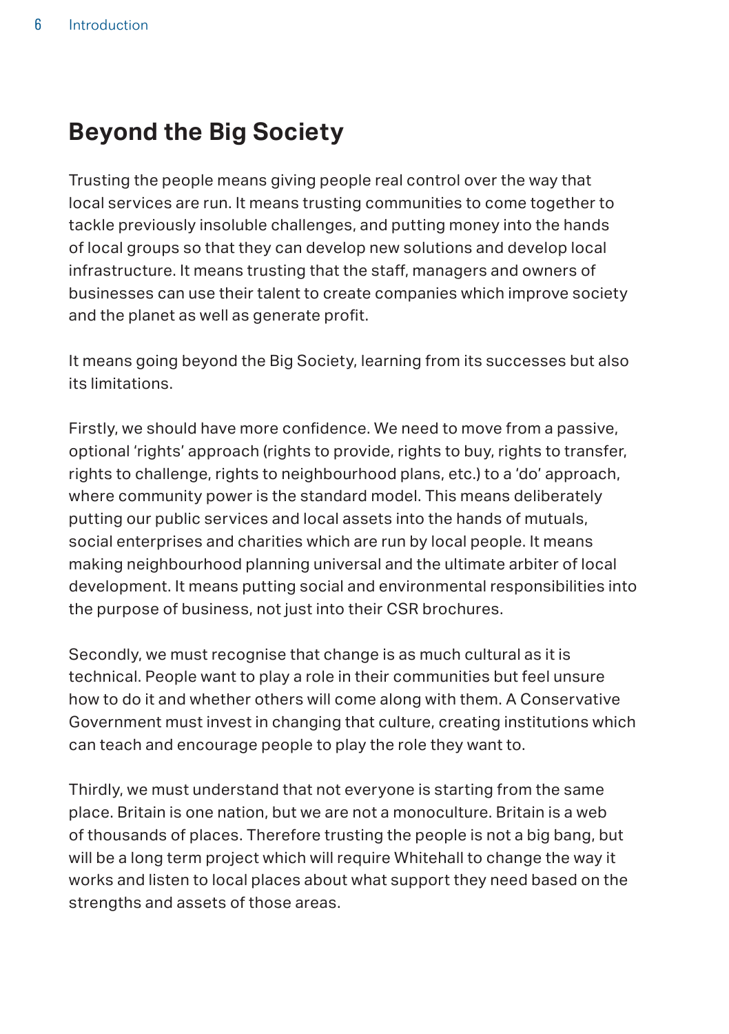## Beyond the Big Society

Trusting the people means giving people real control over the way that local services are run. It means trusting communities to come together to tackle previously insoluble challenges, and putting money into the hands of local groups so that they can develop new solutions and develop local infrastructure. It means trusting that the staff, managers and owners of businesses can use their talent to create companies which improve society and the planet as well as generate profit.

It means going beyond the Big Society, learning from its successes but also its limitations.

Firstly, we should have more confidence. We need to move from a passive, optional 'rights' approach (rights to provide, rights to buy, rights to transfer, rights to challenge, rights to neighbourhood plans, etc.) to a 'do' approach, where community power is the standard model. This means deliberately putting our public services and local assets into the hands of mutuals, social enterprises and charities which are run by local people. It means making neighbourhood planning universal and the ultimate arbiter of local development. It means putting social and environmental responsibilities into the purpose of business, not just into their CSR brochures.

Secondly, we must recognise that change is as much cultural as it is technical. People want to play a role in their communities but feel unsure how to do it and whether others will come along with them. A Conservative Government must invest in changing that culture, creating institutions which can teach and encourage people to play the role they want to.

Thirdly, we must understand that not everyone is starting from the same place. Britain is one nation, but we are not a monoculture. Britain is a web of thousands of places. Therefore trusting the people is not a big bang, but will be a long term project which will require Whitehall to change the way it works and listen to local places about what support they need based on the strengths and assets of those areas.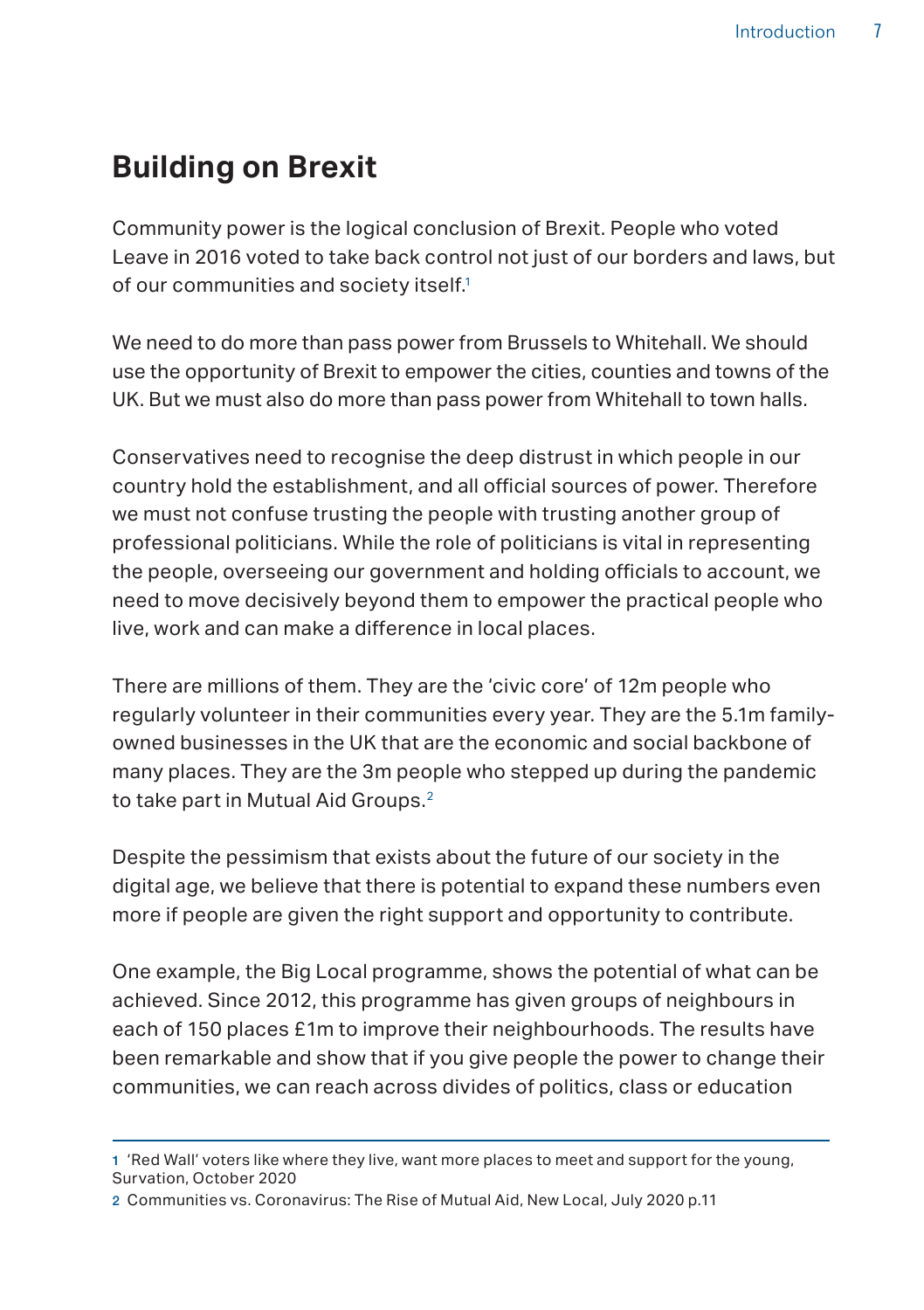## Building on Brexit

Community power is the logical conclusion of Brexit. People who voted Leave in 2016 voted to take back control not just of our borders and laws, but of our communities and society itself.[1]

We need to do more than pass power from Brussels to Whitehall. We should use the opportunity of Brexit to empower the cities, counties and towns of the UK. But we must also do more than pass power from Whitehall to town halls.

Conservatives need to recognise the deep distrust in which people in our country hold the establishment, and all official sources of power. Therefore we must not confuse trusting the people with trusting another group of professional politicians. While the role of politicians is vital in representing the people, overseeing our government and holding officials to account, we need to move decisively beyond them to empower the practical people who live, work and can make a difference in local places.

There are millions of them. They are the 'civic core' of 12m people who regularly volunteer in their communities every year. They are the 5.1m family-owned businesses in the UK that are the economic and social backbone of many places. They are the 3m people who stepped up during the pandemic to take part in Mutual Aid Groups.[2]

Despite the pessimism that exists about the future of our society in the digital age, we believe that there is potential to expand these numbers even more if people are given the right support and opportunity to contribute.

One example, the Big Local programme, shows the potential of what can be achieved. Since 2012, this programme has given groups of neighbours in each of 150 places £1m to improve their neighbourhoods. The results have been remarkable and show that if you give people the power to change their communities, we can reach across divides of politics, class or education

---

1 'Red Wall' voters like where they live, want more places to meet and support for the young, Survation, October 2020

2 Communities vs. Coronavirus: The Rise of Mutual Aid, New Local, July 2020 p.11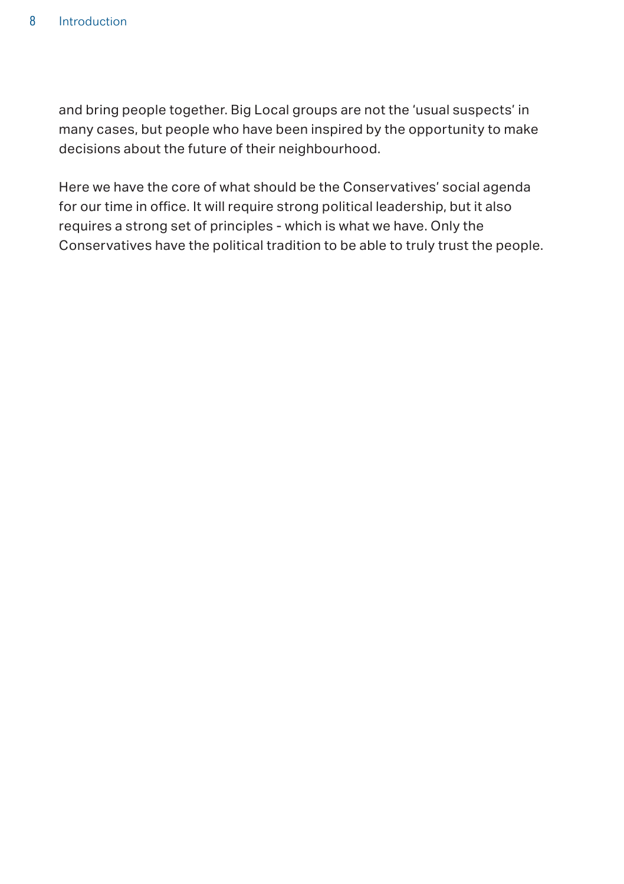and bring people together. Big Local groups are not the 'usual suspects' in many cases, but people who have been inspired by the opportunity to make decisions about the future of their neighbourhood.

Here we have the core of what should be the Conservatives' social agenda for our time in office. It will require strong political leadership, but it also requires a strong set of principles - which is what we have. Only the Conservatives have the political tradition to be able to truly trust the people.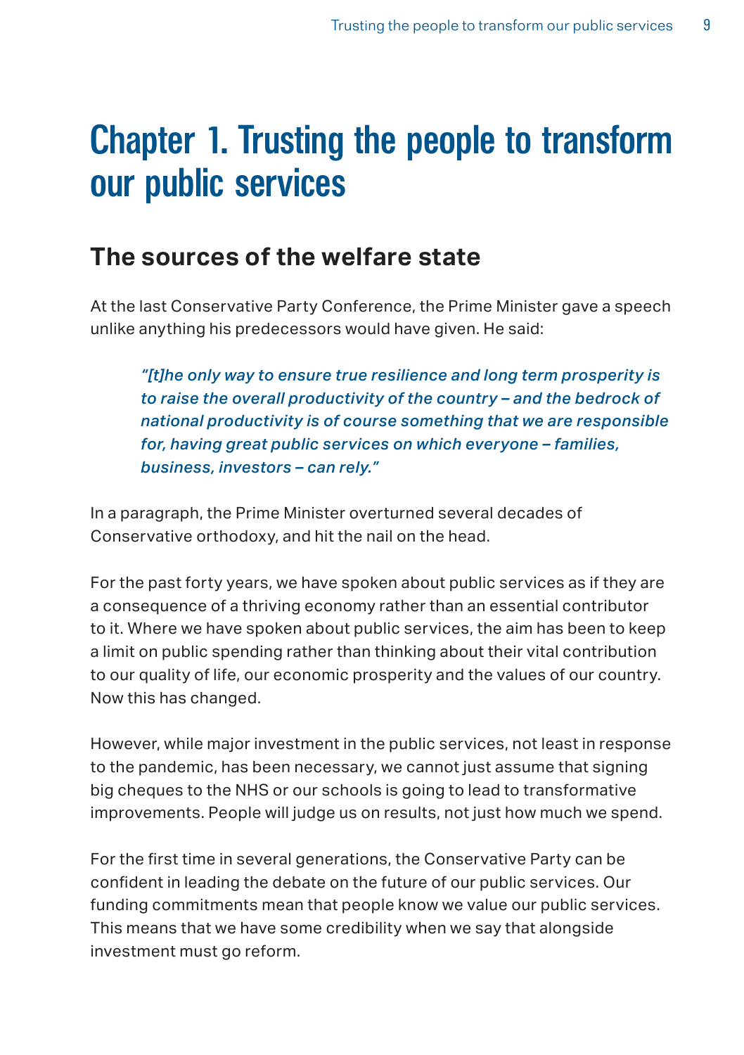# Chapter 1. Trusting the people to transform our public services

## The sources of the welfare state

At the last Conservative Party Conference, the Prime Minister gave a speech unlike anything his predecessors would have given. He said:

> *"[t]he only way to ensure true resilience and long term prosperity is to raise the overall productivity of the country – and the bedrock of national productivity is of course something that we are responsible for, having great public services on which everyone – families, business, investors – can rely."*

In a paragraph, the Prime Minister overturned several decades of Conservative orthodoxy, and hit the nail on the head.

For the past forty years, we have spoken about public services as if they are a consequence of a thriving economy rather than an essential contributor to it. Where we have spoken about public services, the aim has been to keep a limit on public spending rather than thinking about their vital contribution to our quality of life, our economic prosperity and the values of our country. Now this has changed.

However, while major investment in the public services, not least in response to the pandemic, has been necessary, we cannot just assume that signing big cheques to the NHS or our schools is going to lead to transformative improvements. People will judge us on results, not just how much we spend.

For the first time in several generations, the Conservative Party can be confident in leading the debate on the future of our public services. Our funding commitments mean that people know we value our public services. This means that we have some credibility when we say that alongside investment must go reform.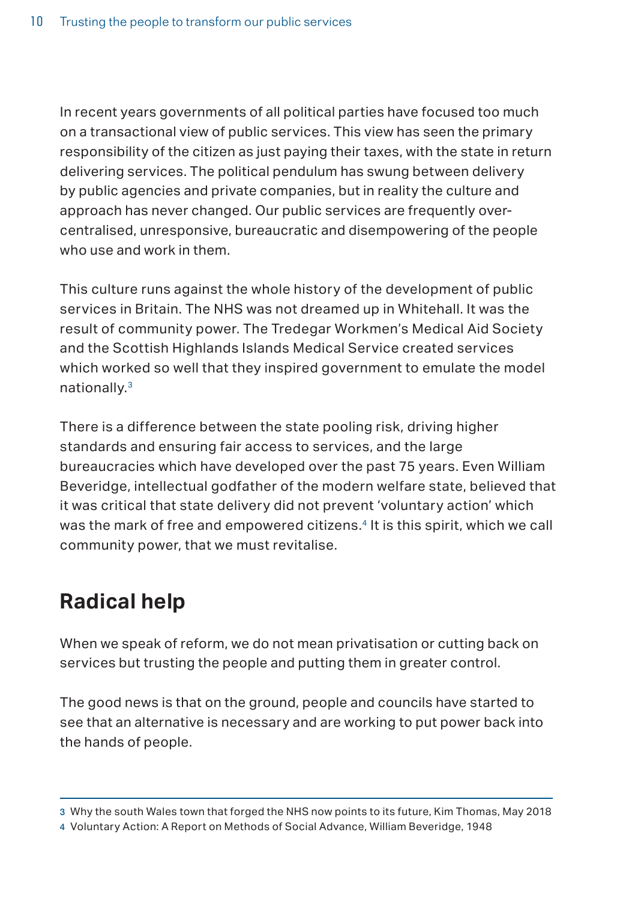In recent years governments of all political parties have focused too much on a transactional view of public services. This view has seen the primary responsibility of the citizen as just paying their taxes, with the state in return delivering services. The political pendulum has swung between delivery by public agencies and private companies, but in reality the culture and approach has never changed. Our public services are frequently over-centralised, unresponsive, bureaucratic and disempowering of the people who use and work in them.

This culture runs against the whole history of the development of public services in Britain. The NHS was not dreamed up in Whitehall. It was the result of community power. The Tredegar Workmen's Medical Aid Society and the Scottish Highlands Islands Medical Service created services which worked so well that they inspired government to emulate the model nationally.[3]

There is a difference between the state pooling risk, driving higher standards and ensuring fair access to services, and the large bureaucracies which have developed over the past 75 years. Even William Beveridge, intellectual godfather of the modern welfare state, believed that it was critical that state delivery did not prevent 'voluntary action' which was the mark of free and empowered citizens.[4] It is this spirit, which we call community power, that we must revitalise.

## Radical help

When we speak of reform, we do not mean privatisation or cutting back on services but trusting the people and putting them in greater control.

The good news is that on the ground, people and councils have started to see that an alternative is necessary and are working to put power back into the hands of people.

---

3 Why the south Wales town that forged the NHS now points to its future, Kim Thomas, May 2018

4 Voluntary Action: A Report on Methods of Social Advance, William Beveridge, 1948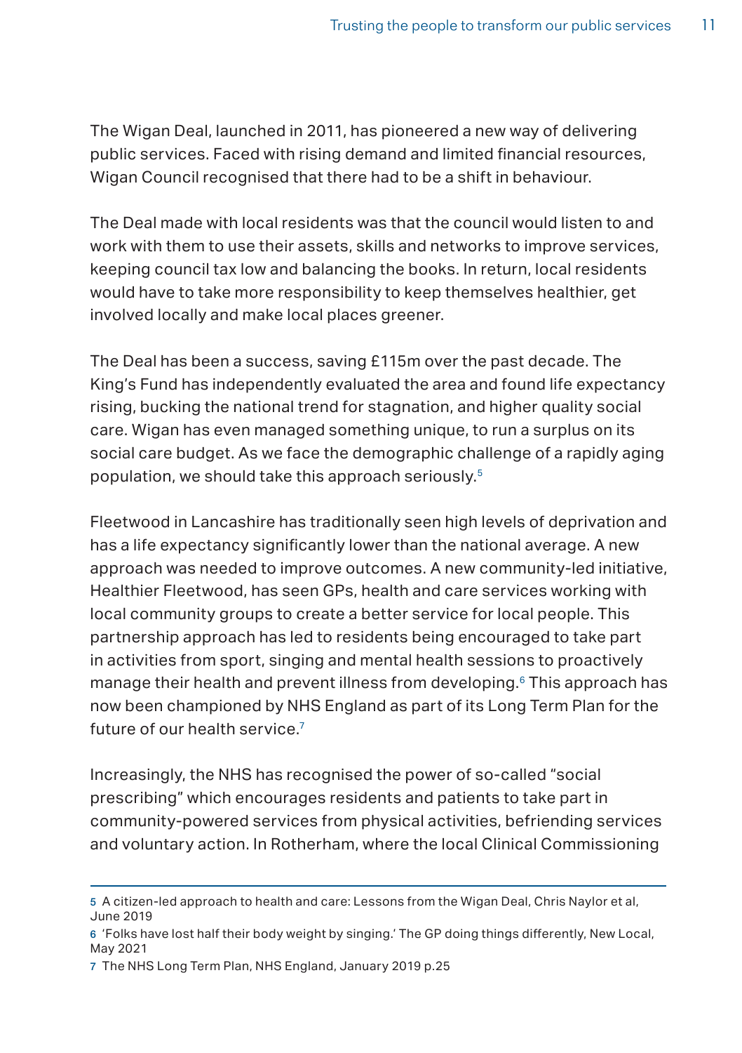The Wigan Deal, launched in 2011, has pioneered a new way of delivering public services. Faced with rising demand and limited financial resources, Wigan Council recognised that there had to be a shift in behaviour.

The Deal made with local residents was that the council would listen to and work with them to use their assets, skills and networks to improve services, keeping council tax low and balancing the books. In return, local residents would have to take more responsibility to keep themselves healthier, get involved locally and make local places greener.

The Deal has been a success, saving £115m over the past decade. The King's Fund has independently evaluated the area and found life expectancy rising, bucking the national trend for stagnation, and higher quality social care. Wigan has even managed something unique, to run a surplus on its social care budget. As we face the demographic challenge of a rapidly aging population, we should take this approach seriously.[5]

Fleetwood in Lancashire has traditionally seen high levels of deprivation and has a life expectancy significantly lower than the national average. A new approach was needed to improve outcomes. A new community-led initiative, Healthier Fleetwood, has seen GPs, health and care services working with local community groups to create a better service for local people. This partnership approach has led to residents being encouraged to take part in activities from sport, singing and mental health sessions to proactively manage their health and prevent illness from developing.[6] This approach has now been championed by NHS England as part of its Long Term Plan for the future of our health service.[7]

Increasingly, the NHS has recognised the power of so-called "social prescribing" which encourages residents and patients to take part in community-powered services from physical activities, befriending services and voluntary action. In Rotherham, where the local Clinical Commissioning

---

5 A citizen-led approach to health and care: Lessons from the Wigan Deal, Chris Naylor et al, June 2019

6 'Folks have lost half their body weight by singing.' The GP doing things differently, New Local, May 2021

7 The NHS Long Term Plan, NHS England, January 2019 p.25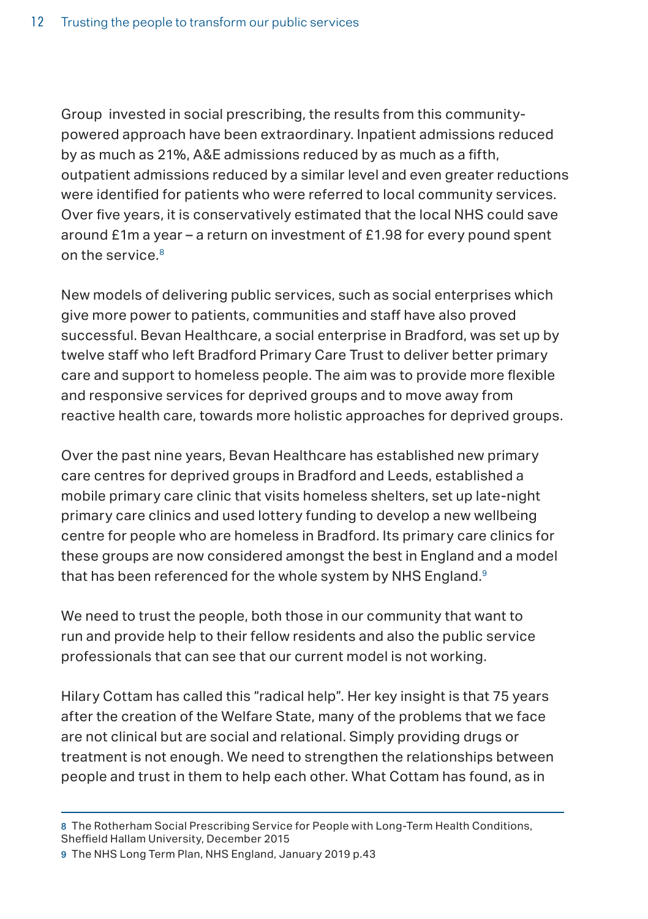Group invested in social prescribing, the results from this community-powered approach have been extraordinary. Inpatient admissions reduced by as much as 21%, A&E admissions reduced by as much as a fifth, outpatient admissions reduced by a similar level and even greater reductions were identified for patients who were referred to local community services. Over five years, it is conservatively estimated that the local NHS could save around £1m a year – a return on investment of £1.98 for every pound spent on the service.[8]

New models of delivering public services, such as social enterprises which give more power to patients, communities and staff have also proved successful. Bevan Healthcare, a social enterprise in Bradford, was set up by twelve staff who left Bradford Primary Care Trust to deliver better primary care and support to homeless people. The aim was to provide more flexible and responsive services for deprived groups and to move away from reactive health care, towards more holistic approaches for deprived groups.

Over the past nine years, Bevan Healthcare has established new primary care centres for deprived groups in Bradford and Leeds, established a mobile primary care clinic that visits homeless shelters, set up late-night primary care clinics and used lottery funding to develop a new wellbeing centre for people who are homeless in Bradford. Its primary care clinics for these groups are now considered amongst the best in England and a model that has been referenced for the whole system by NHS England.[9]

We need to trust the people, both those in our community that want to run and provide help to their fellow residents and also the public service professionals that can see that our current model is not working.

Hilary Cottam has called this "radical help". Her key insight is that 75 years after the creation of the Welfare State, many of the problems that we face are not clinical but are social and relational. Simply providing drugs or treatment is not enough. We need to strengthen the relationships between people and trust in them to help each other. What Cottam has found, as in

---

8 The Rotherham Social Prescribing Service for People with Long-Term Health Conditions, Sheffield Hallam University, December 2015

9 The NHS Long Term Plan, NHS England, January 2019 p.43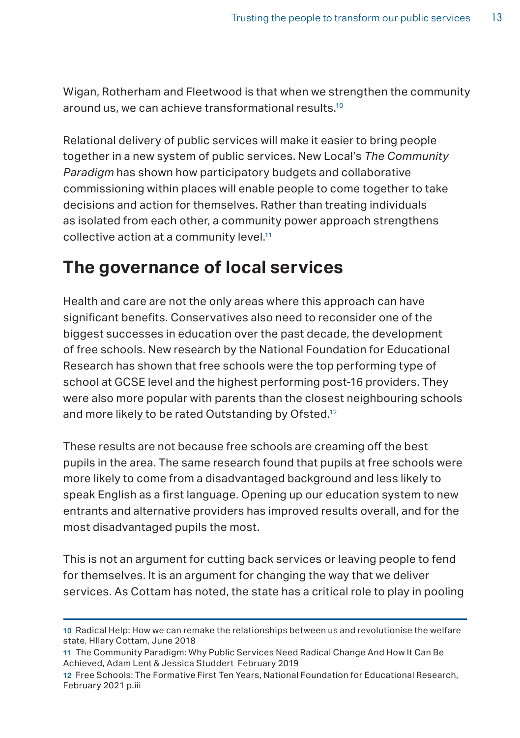Wigan, Rotherham and Fleetwood is that when we strengthen the community around us, we can achieve transformational results.[10]

Relational delivery of public services will make it easier to bring people together in a new system of public services. New Local's *The Community Paradigm* has shown how participatory budgets and collaborative commissioning within places will enable people to come together to take decisions and action for themselves. Rather than treating individuals as isolated from each other, a community power approach strengthens collective action at a community level.[11]

## The governance of local services

Health and care are not the only areas where this approach can have significant benefits. Conservatives also need to reconsider one of the biggest successes in education over the past decade, the development of free schools. New research by the National Foundation for Educational Research has shown that free schools were the top performing type of school at GCSE level and the highest performing post-16 providers. They were also more popular with parents than the closest neighbouring schools and more likely to be rated Outstanding by Ofsted.[12]

These results are not because free schools are creaming off the best pupils in the area. The same research found that pupils at free schools were more likely to come from a disadvantaged background and less likely to speak English as a first language. Opening up our education system to new entrants and alternative providers has improved results overall, and for the most disadvantaged pupils the most.

This is not an argument for cutting back services or leaving people to fend for themselves. It is an argument for changing the way that we deliver services. As Cottam has noted, the state has a critical role to play in pooling

---

10 Radical Help: How we can remake the relationships between us and revolutionise the welfare state, Hllary Cottam, June 2018

11 The Community Paradigm: Why Public Services Need Radical Change And How It Can Be Achieved, Adam Lent & Jessica Studdert February 2019

12 Free Schools: The Formative First Ten Years, National Foundation for Educational Research, February 2021 p.iii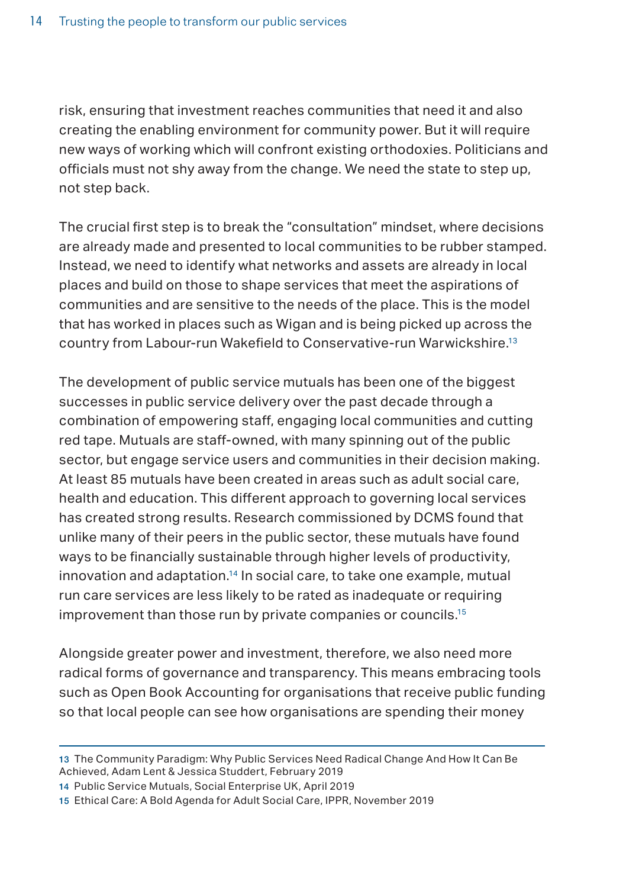risk, ensuring that investment reaches communities that need it and also creating the enabling environment for community power. But it will require new ways of working which will confront existing orthodoxies. Politicians and officials must not shy away from the change. We need the state to step up, not step back.

The crucial first step is to break the "consultation" mindset, where decisions are already made and presented to local communities to be rubber stamped. Instead, we need to identify what networks and assets are already in local places and build on those to shape services that meet the aspirations of communities and are sensitive to the needs of the place. This is the model that has worked in places such as Wigan and is being picked up across the country from Labour-run Wakefield to Conservative-run Warwickshire.[13]

The development of public service mutuals has been one of the biggest successes in public service delivery over the past decade through a combination of empowering staff, engaging local communities and cutting red tape. Mutuals are staff-owned, with many spinning out of the public sector, but engage service users and communities in their decision making. At least 85 mutuals have been created in areas such as adult social care, health and education. This different approach to governing local services has created strong results. Research commissioned by DCMS found that unlike many of their peers in the public sector, these mutuals have found ways to be financially sustainable through higher levels of productivity, innovation and adaptation.[14] In social care, to take one example, mutual run care services are less likely to be rated as inadequate or requiring improvement than those run by private companies or councils.[15]

Alongside greater power and investment, therefore, we also need more radical forms of governance and transparency. This means embracing tools such as Open Book Accounting for organisations that receive public funding so that local people can see how organisations are spending their money

---

13 The Community Paradigm: Why Public Services Need Radical Change And How It Can Be Achieved, Adam Lent & Jessica Studdert, February 2019

14 Public Service Mutuals, Social Enterprise UK, April 2019

15 Ethical Care: A Bold Agenda for Adult Social Care, IPPR, November 2019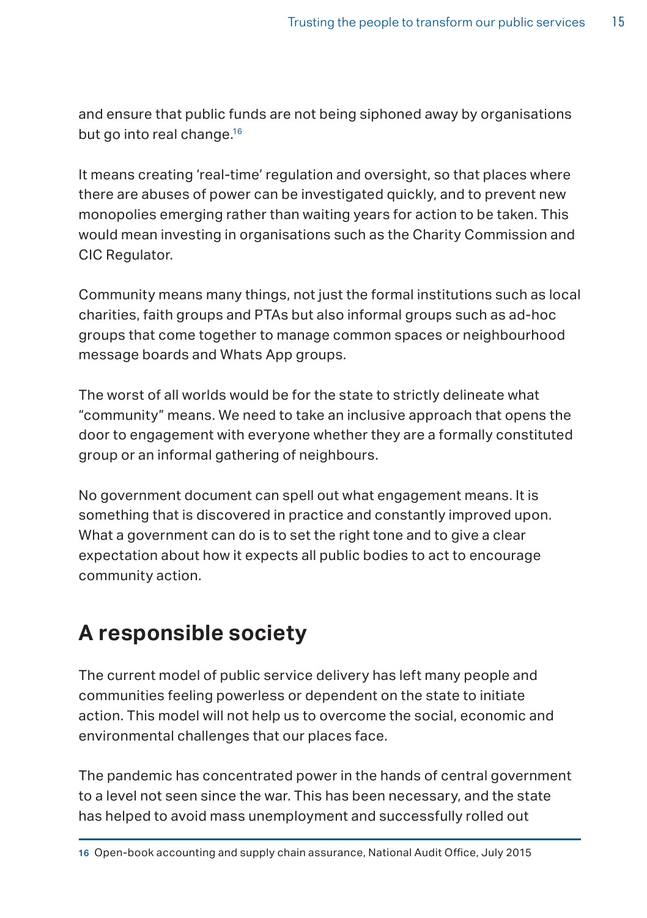and ensure that public funds are not being siphoned away by organisations but go into real change.[16]

It means creating 'real-time' regulation and oversight, so that places where there are abuses of power can be investigated quickly, and to prevent new monopolies emerging rather than waiting years for action to be taken. This would mean investing in organisations such as the Charity Commission and CIC Regulator.

Community means many things, not just the formal institutions such as local charities, faith groups and PTAs but also informal groups such as ad-hoc groups that come together to manage common spaces or neighbourhood message boards and Whats App groups.

The worst of all worlds would be for the state to strictly delineate what "community" means. We need to take an inclusive approach that opens the door to engagement with everyone whether they are a formally constituted group or an informal gathering of neighbours.

No government document can spell out what engagement means. It is something that is discovered in practice and constantly improved upon. What a government can do is to set the right tone and to give a clear expectation about how it expects all public bodies to act to encourage community action.

## A responsible society

The current model of public service delivery has left many people and communities feeling powerless or dependent on the state to initiate action. This model will not help us to overcome the social, economic and environmental challenges that our places face.

The pandemic has concentrated power in the hands of central government to a level not seen since the war. This has been necessary, and the state has helped to avoid mass unemployment and successfully rolled out

16 Open-book accounting and supply chain assurance, National Audit Office, July 2015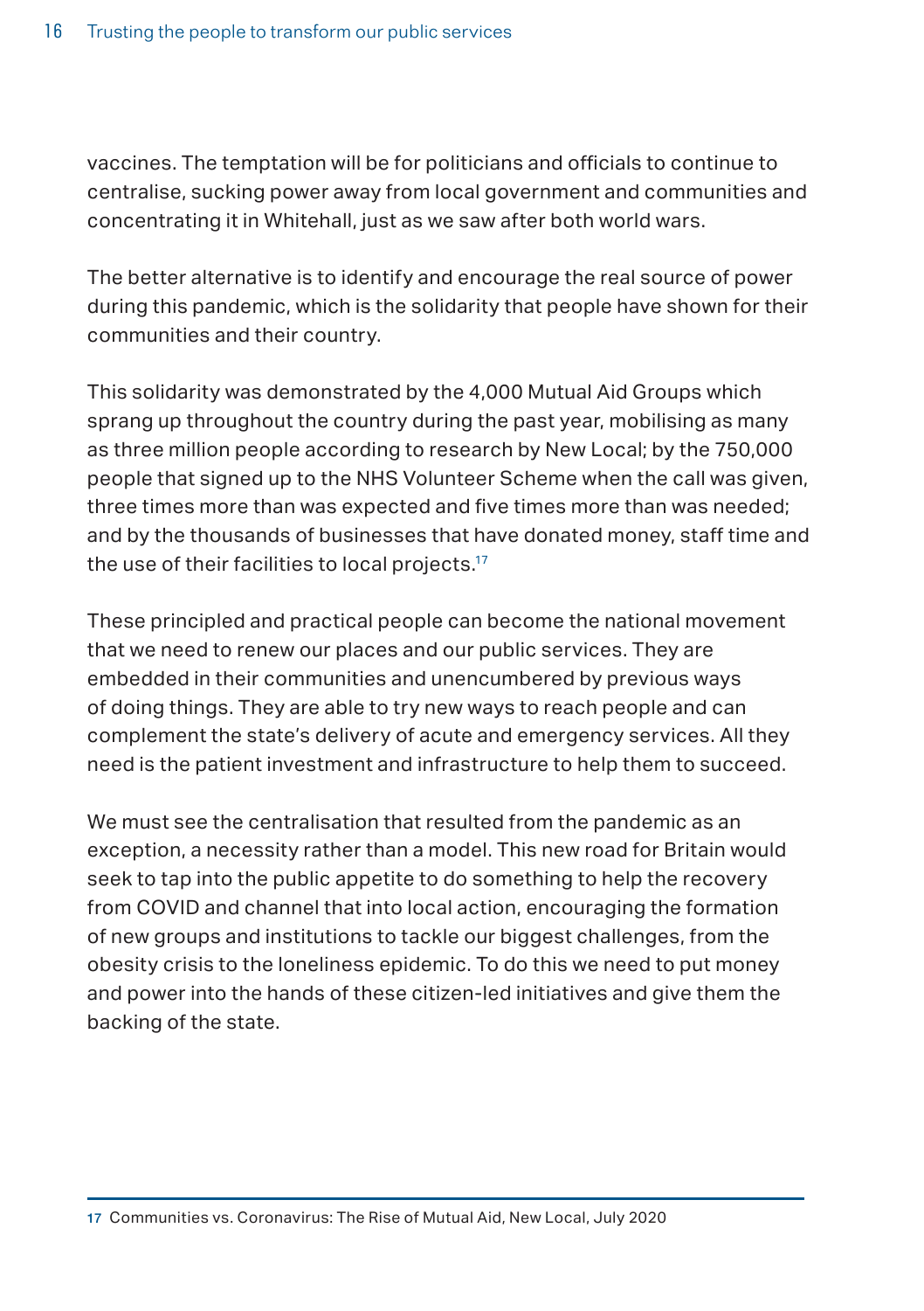vaccines. The temptation will be for politicians and officials to continue to centralise, sucking power away from local government and communities and concentrating it in Whitehall, just as we saw after both world wars.

The better alternative is to identify and encourage the real source of power during this pandemic, which is the solidarity that people have shown for their communities and their country.

This solidarity was demonstrated by the 4,000 Mutual Aid Groups which sprang up throughout the country during the past year, mobilising as many as three million people according to research by New Local; by the 750,000 people that signed up to the NHS Volunteer Scheme when the call was given, three times more than was expected and five times more than was needed; and by the thousands of businesses that have donated money, staff time and the use of their facilities to local projects.[17]

These principled and practical people can become the national movement that we need to renew our places and our public services. They are embedded in their communities and unencumbered by previous ways of doing things. They are able to try new ways to reach people and can complement the state's delivery of acute and emergency services. All they need is the patient investment and infrastructure to help them to succeed.

We must see the centralisation that resulted from the pandemic as an exception, a necessity rather than a model. This new road for Britain would seek to tap into the public appetite to do something to help the recovery from COVID and channel that into local action, encouraging the formation of new groups and institutions to tackle our biggest challenges, from the obesity crisis to the loneliness epidemic. To do this we need to put money and power into the hands of these citizen-led initiatives and give them the backing of the state.

---

17 Communities vs. Coronavirus: The Rise of Mutual Aid, New Local, July 2020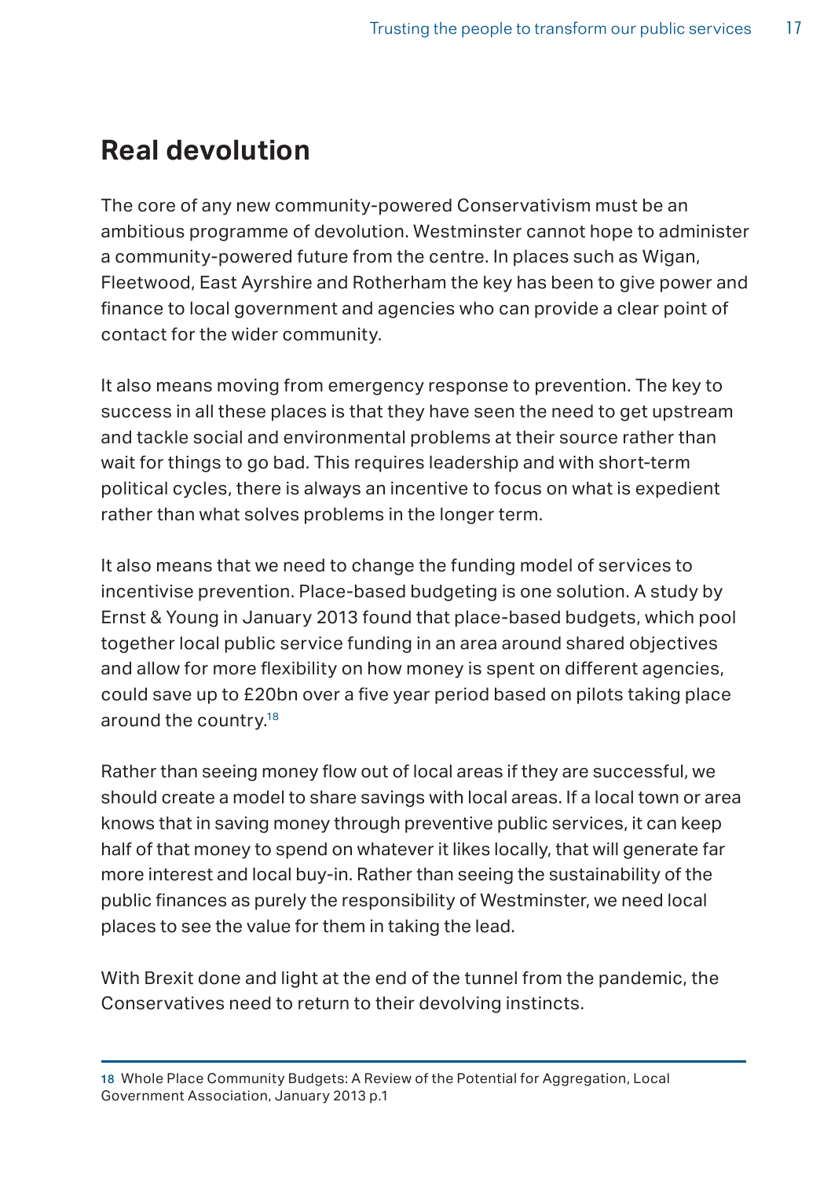## Real devolution

The core of any new community-powered Conservativism must be an ambitious programme of devolution. Westminster cannot hope to administer a community-powered future from the centre. In places such as Wigan, Fleetwood, East Ayrshire and Rotherham the key has been to give power and finance to local government and agencies who can provide a clear point of contact for the wider community.

It also means moving from emergency response to prevention. The key to success in all these places is that they have seen the need to get upstream and tackle social and environmental problems at their source rather than wait for things to go bad. This requires leadership and with short-term political cycles, there is always an incentive to focus on what is expedient rather than what solves problems in the longer term.

It also means that we need to change the funding model of services to incentivise prevention. Place-based budgeting is one solution. A study by Ernst & Young in January 2013 found that place-based budgets, which pool together local public service funding in an area around shared objectives and allow for more flexibility on how money is spent on different agencies, could save up to £20bn over a five year period based on pilots taking place around the country.[18]

Rather than seeing money flow out of local areas if they are successful, we should create a model to share savings with local areas. If a local town or area knows that in saving money through preventive public services, it can keep half of that money to spend on whatever it likes locally, that will generate far more interest and local buy-in. Rather than seeing the sustainability of the public finances as purely the responsibility of Westminster, we need local places to see the value for them in taking the lead.

With Brexit done and light at the end of the tunnel from the pandemic, the Conservatives need to return to their devolving instincts.

---

18 Whole Place Community Budgets: A Review of the Potential for Aggregation, Local Government Association, January 2013 p.1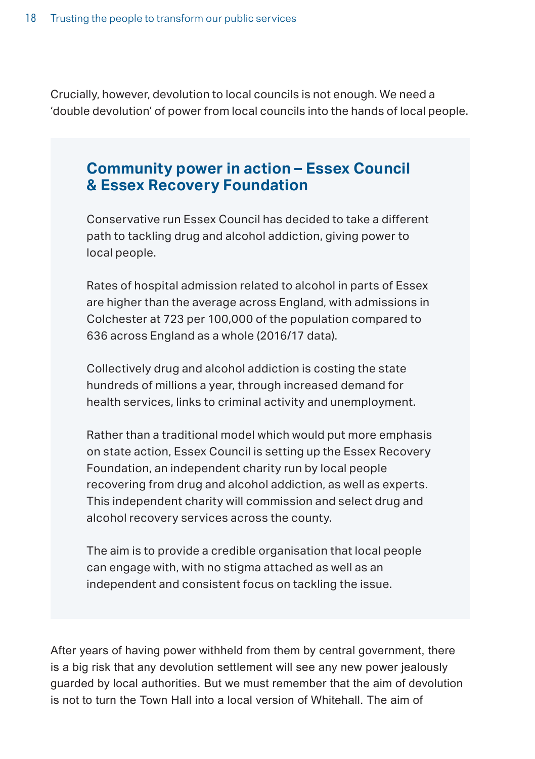Crucially, however, devolution to local councils is not enough. We need a 'double devolution' of power from local councils into the hands of local people.

### Community power in action – Essex Council & Essex Recovery Foundation

Conservative run Essex Council has decided to take a different path to tackling drug and alcohol addiction, giving power to local people.

Rates of hospital admission related to alcohol in parts of Essex are higher than the average across England, with admissions in Colchester at 723 per 100,000 of the population compared to 636 across England as a whole (2016/17 data).

Collectively drug and alcohol addiction is costing the state hundreds of millions a year, through increased demand for health services, links to criminal activity and unemployment.

Rather than a traditional model which would put more emphasis on state action, Essex Council is setting up the Essex Recovery Foundation, an independent charity run by local people recovering from drug and alcohol addiction, as well as experts. This independent charity will commission and select drug and alcohol recovery services across the county.

The aim is to provide a credible organisation that local people can engage with, with no stigma attached as well as an independent and consistent focus on tackling the issue.

After years of having power withheld from them by central government, there is a big risk that any devolution settlement will see any new power jealously guarded by local authorities. But we must remember that the aim of devolution is not to turn the Town Hall into a local version of Whitehall. The aim of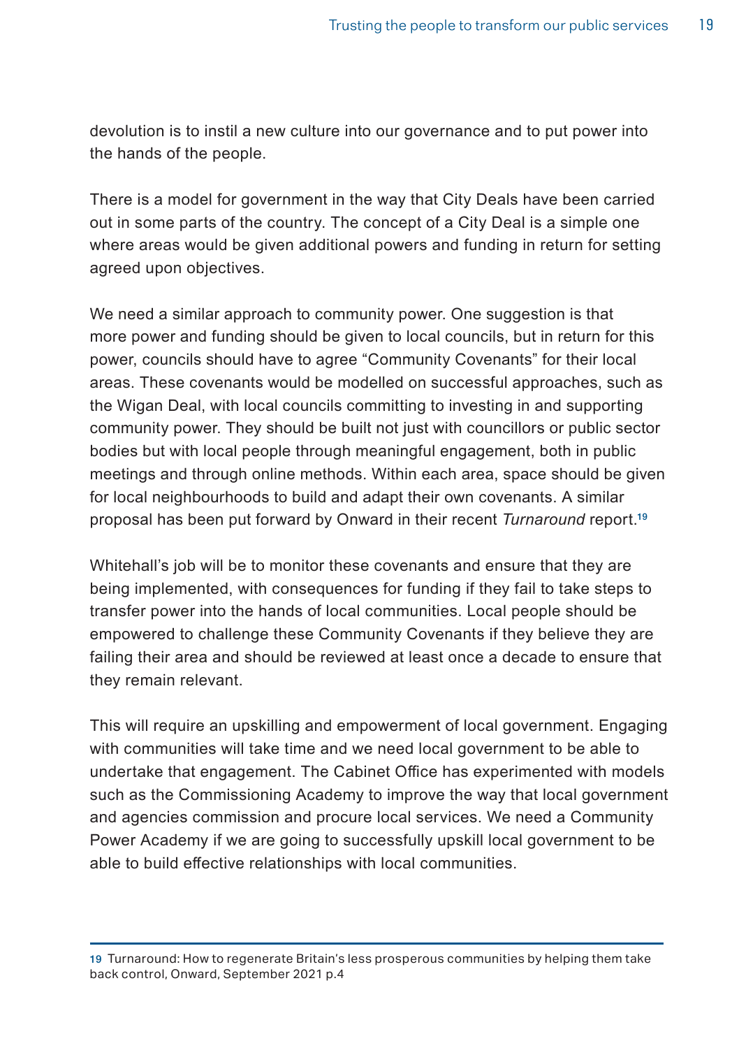devolution is to instil a new culture into our governance and to put power into the hands of the people.

There is a model for government in the way that City Deals have been carried out in some parts of the country. The concept of a City Deal is a simple one where areas would be given additional powers and funding in return for setting agreed upon objectives.

We need a similar approach to community power. One suggestion is that more power and funding should be given to local councils, but in return for this power, councils should have to agree "Community Covenants" for their local areas. These covenants would be modelled on successful approaches, such as the Wigan Deal, with local councils committing to investing in and supporting community power. They should be built not just with councillors or public sector bodies but with local people through meaningful engagement, both in public meetings and through online methods. Within each area, space should be given for local neighbourhoods to build and adapt their own covenants. A similar proposal has been put forward by Onward in their recent *Turnaround* report.[19]

Whitehall's job will be to monitor these covenants and ensure that they are being implemented, with consequences for funding if they fail to take steps to transfer power into the hands of local communities. Local people should be empowered to challenge these Community Covenants if they believe they are failing their area and should be reviewed at least once a decade to ensure that they remain relevant.

This will require an upskilling and empowerment of local government. Engaging with communities will take time and we need local government to be able to undertake that engagement. The Cabinet Office has experimented with models such as the Commissioning Academy to improve the way that local government and agencies commission and procure local services. We need a Community Power Academy if we are going to successfully upskill local government to be able to build effective relationships with local communities.

---

19 Turnaround: How to regenerate Britain's less prosperous communities by helping them take back control, Onward, September 2021 p.4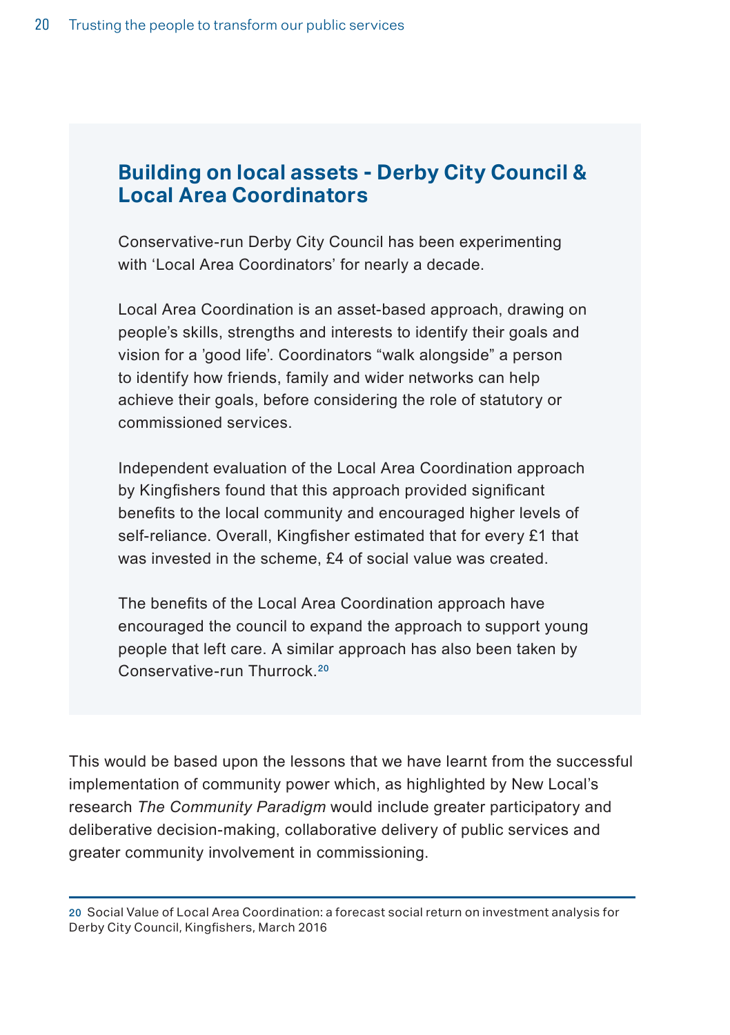## Building on local assets - Derby City Council & Local Area Coordinators

Conservative-run Derby City Council has been experimenting with 'Local Area Coordinators' for nearly a decade.

Local Area Coordination is an asset-based approach, drawing on people's skills, strengths and interests to identify their goals and vision for a 'good life'. Coordinators "walk alongside" a person to identify how friends, family and wider networks can help achieve their goals, before considering the role of statutory or commissioned services.

Independent evaluation of the Local Area Coordination approach by Kingfishers found that this approach provided significant benefits to the local community and encouraged higher levels of self-reliance. Overall, Kingfisher estimated that for every £1 that was invested in the scheme, £4 of social value was created.

The benefits of the Local Area Coordination approach have encouraged the council to expand the approach to support young people that left care. A similar approach has also been taken by Conservative-run Thurrock.[20]

This would be based upon the lessons that we have learnt from the successful implementation of community power which, as highlighted by New Local's research *The Community Paradigm* would include greater participatory and deliberative decision-making, collaborative delivery of public services and greater community involvement in commissioning.

---

20 Social Value of Local Area Coordination: a forecast social return on investment analysis for Derby City Council, Kingfishers, March 2016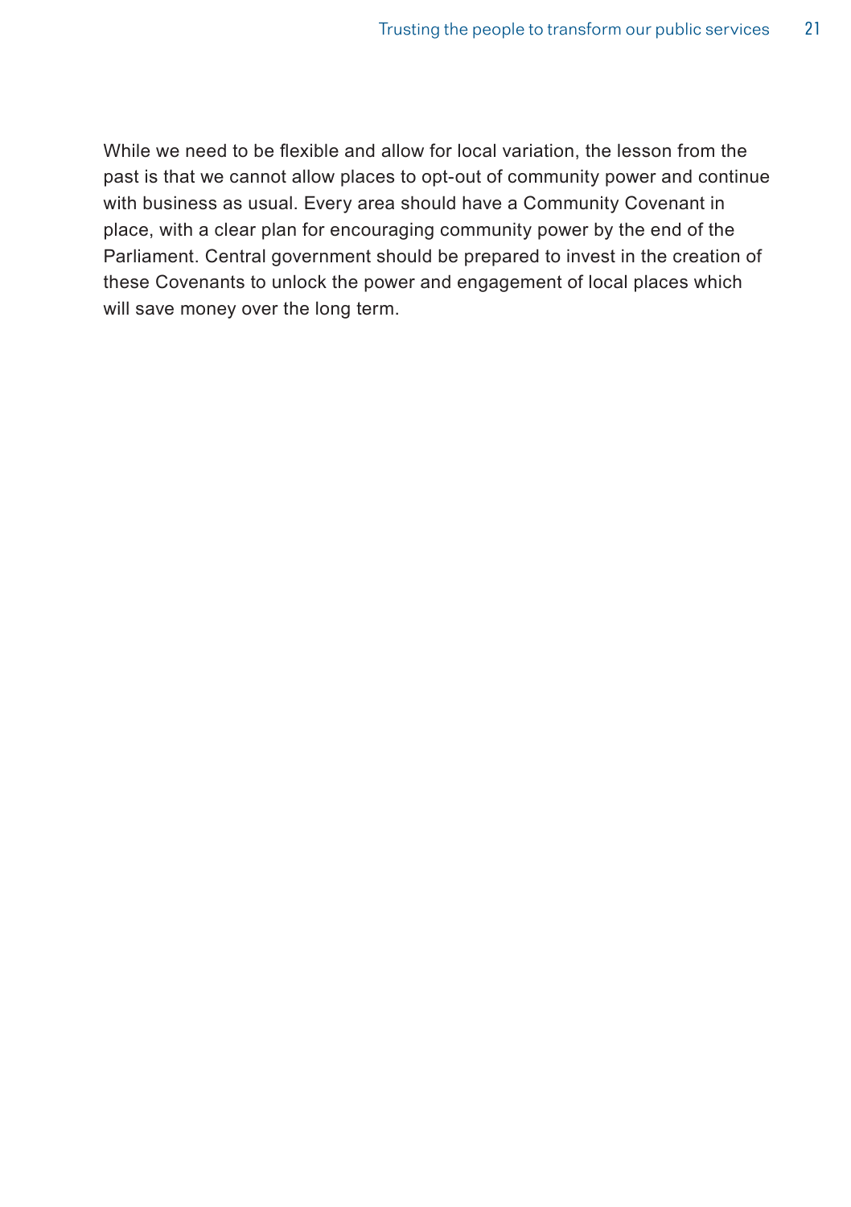While we need to be flexible and allow for local variation, the lesson from the past is that we cannot allow places to opt-out of community power and continue with business as usual. Every area should have a Community Covenant in place, with a clear plan for encouraging community power by the end of the Parliament. Central government should be prepared to invest in the creation of these Covenants to unlock the power and engagement of local places which will save money over the long term.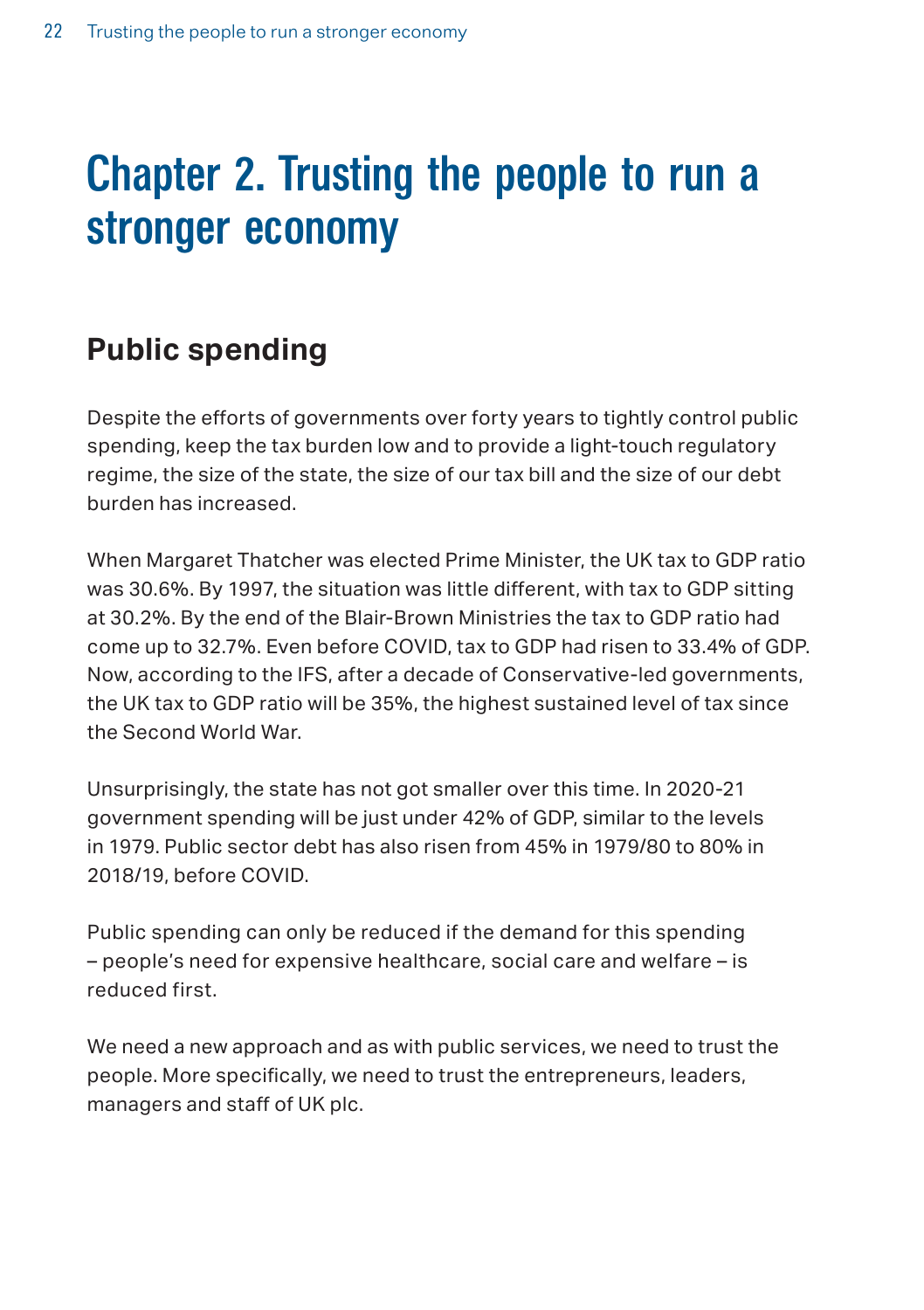# Chapter 2. Trusting the people to run a stronger economy

## Public spending

Despite the efforts of governments over forty years to tightly control public spending, keep the tax burden low and to provide a light-touch regulatory regime, the size of the state, the size of our tax bill and the size of our debt burden has increased.

When Margaret Thatcher was elected Prime Minister, the UK tax to GDP ratio was 30.6%. By 1997, the situation was little different, with tax to GDP sitting at 30.2%. By the end of the Blair-Brown Ministries the tax to GDP ratio had come up to 32.7%. Even before COVID, tax to GDP had risen to 33.4% of GDP. Now, according to the IFS, after a decade of Conservative-led governments, the UK tax to GDP ratio will be 35%, the highest sustained level of tax since the Second World War.

Unsurprisingly, the state has not got smaller over this time. In 2020-21 government spending will be just under 42% of GDP, similar to the levels in 1979. Public sector debt has also risen from 45% in 1979/80 to 80% in 2018/19, before COVID.

Public spending can only be reduced if the demand for this spending – people's need for expensive healthcare, social care and welfare – is reduced first.

We need a new approach and as with public services, we need to trust the people. More specifically, we need to trust the entrepreneurs, leaders, managers and staff of UK plc.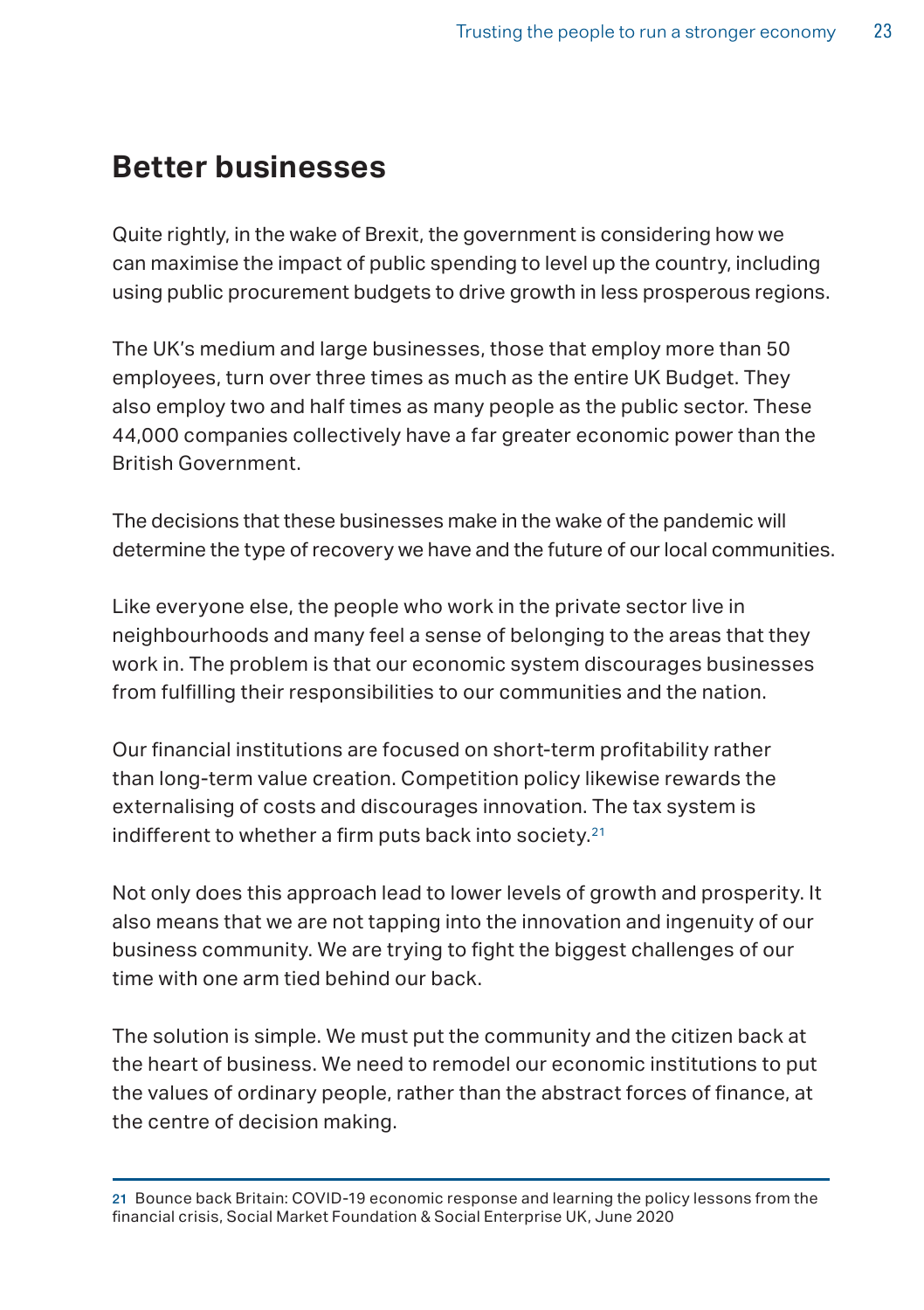## Better businesses

Quite rightly, in the wake of Brexit, the government is considering how we can maximise the impact of public spending to level up the country, including using public procurement budgets to drive growth in less prosperous regions.

The UK's medium and large businesses, those that employ more than 50 employees, turn over three times as much as the entire UK Budget. They also employ two and half times as many people as the public sector. These 44,000 companies collectively have a far greater economic power than the British Government.

The decisions that these businesses make in the wake of the pandemic will determine the type of recovery we have and the future of our local communities.

Like everyone else, the people who work in the private sector live in neighbourhoods and many feel a sense of belonging to the areas that they work in. The problem is that our economic system discourages businesses from fulfilling their responsibilities to our communities and the nation.

Our financial institutions are focused on short-term profitability rather than long-term value creation. Competition policy likewise rewards the externalising of costs and discourages innovation. The tax system is indifferent to whether a firm puts back into society.[21]

Not only does this approach lead to lower levels of growth and prosperity. It also means that we are not tapping into the innovation and ingenuity of our business community. We are trying to fight the biggest challenges of our time with one arm tied behind our back.

The solution is simple. We must put the community and the citizen back at the heart of business. We need to remodel our economic institutions to put the values of ordinary people, rather than the abstract forces of finance, at the centre of decision making.

---

21 Bounce back Britain: COVID-19 economic response and learning the policy lessons from the financial crisis, Social Market Foundation & Social Enterprise UK, June 2020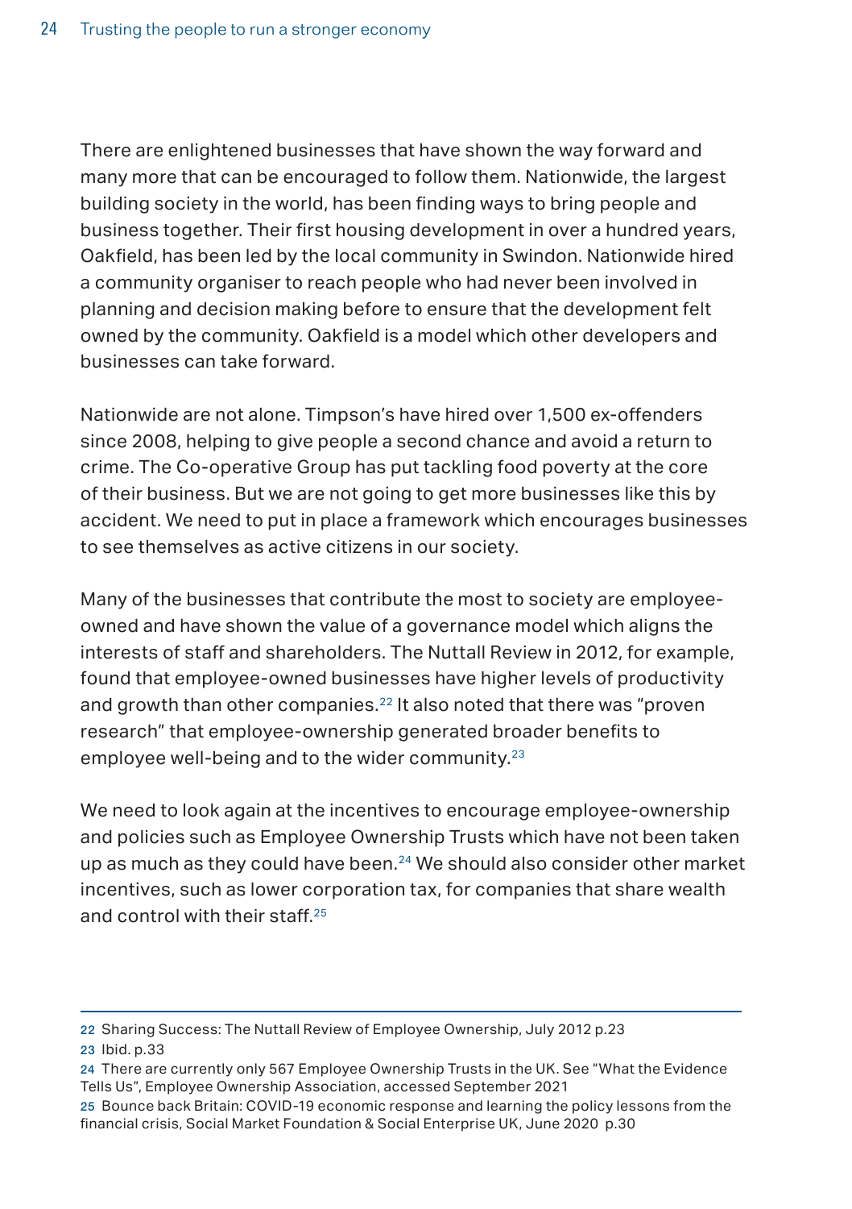There are enlightened businesses that have shown the way forward and many more that can be encouraged to follow them. Nationwide, the largest building society in the world, has been finding ways to bring people and business together. Their first housing development in over a hundred years, Oakfield, has been led by the local community in Swindon. Nationwide hired a community organiser to reach people who had never been involved in planning and decision making before to ensure that the development felt owned by the community. Oakfield is a model which other developers and businesses can take forward.

Nationwide are not alone. Timpson's have hired over 1,500 ex-offenders since 2008, helping to give people a second chance and avoid a return to crime. The Co-operative Group has put tackling food poverty at the core of their business. But we are not going to get more businesses like this by accident. We need to put in place a framework which encourages businesses to see themselves as active citizens in our society.

Many of the businesses that contribute the most to society are employee-owned and have shown the value of a governance model which aligns the interests of staff and shareholders. The Nuttall Review in 2012, for example, found that employee-owned businesses have higher levels of productivity and growth than other companies.[22] It also noted that there was "proven research" that employee-ownership generated broader benefits to employee well-being and to the wider community.[23]

We need to look again at the incentives to encourage employee-ownership and policies such as Employee Ownership Trusts which have not been taken up as much as they could have been.[24] We should also consider other market incentives, such as lower corporation tax, for companies that share wealth and control with their staff.[25]

---

22 Sharing Success: The Nuttall Review of Employee Ownership, July 2012 p.23

23 Ibid. p.33

24 There are currently only 567 Employee Ownership Trusts in the UK. See "What the Evidence Tells Us", Employee Ownership Association, accessed September 2021

25 Bounce back Britain: COVID-19 economic response and learning the policy lessons from the financial crisis, Social Market Foundation & Social Enterprise UK, June 2020 p.30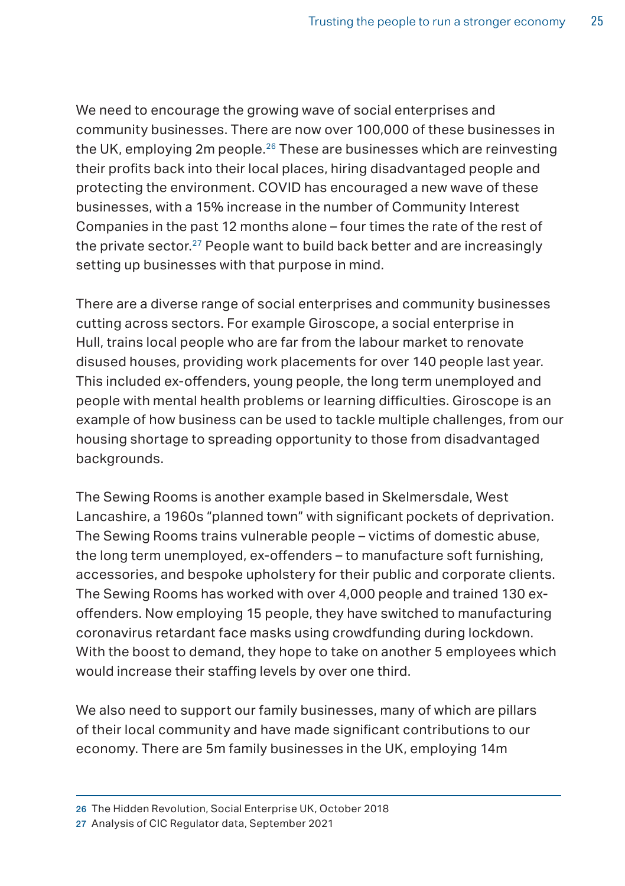We need to encourage the growing wave of social enterprises and community businesses. There are now over 100,000 of these businesses in the UK, employing 2m people.[26] These are businesses which are reinvesting their profits back into their local places, hiring disadvantaged people and protecting the environment. COVID has encouraged a new wave of these businesses, with a 15% increase in the number of Community Interest Companies in the past 12 months alone – four times the rate of the rest of the private sector.[27] People want to build back better and are increasingly setting up businesses with that purpose in mind.

There are a diverse range of social enterprises and community businesses cutting across sectors. For example Giroscope, a social enterprise in Hull, trains local people who are far from the labour market to renovate disused houses, providing work placements for over 140 people last year. This included ex-offenders, young people, the long term unemployed and people with mental health problems or learning difficulties. Giroscope is an example of how business can be used to tackle multiple challenges, from our housing shortage to spreading opportunity to those from disadvantaged backgrounds.

The Sewing Rooms is another example based in Skelmersdale, West Lancashire, a 1960s "planned town" with significant pockets of deprivation. The Sewing Rooms trains vulnerable people – victims of domestic abuse, the long term unemployed, ex-offenders – to manufacture soft furnishing, accessories, and bespoke upholstery for their public and corporate clients. The Sewing Rooms has worked with over 4,000 people and trained 130 ex-offenders. Now employing 15 people, they have switched to manufacturing coronavirus retardant face masks using crowdfunding during lockdown. With the boost to demand, they hope to take on another 5 employees which would increase their staffing levels by over one third.

We also need to support our family businesses, many of which are pillars of their local community and have made significant contributions to our economy. There are 5m family businesses in the UK, employing 14m

---

26 The Hidden Revolution, Social Enterprise UK, October 2018

27 Analysis of CIC Regulator data, September 2021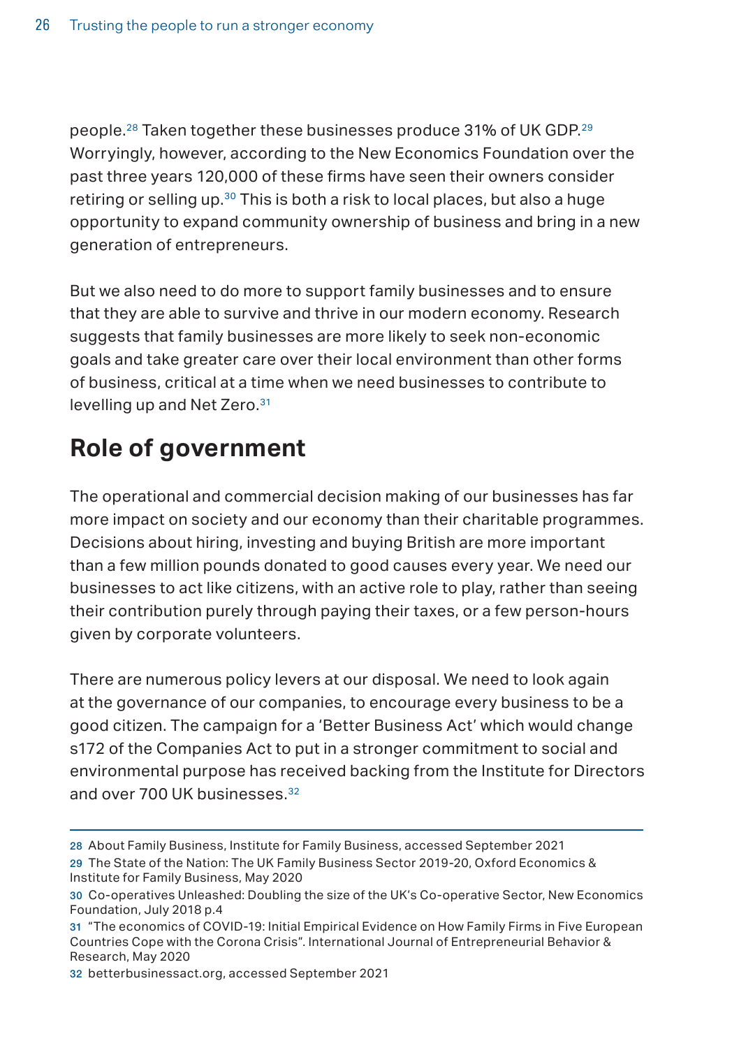people.[28] Taken together these businesses produce 31% of UK GDP.[29] Worryingly, however, according to the New Economics Foundation over the past three years 120,000 of these firms have seen their owners consider retiring or selling up.[30] This is both a risk to local places, but also a huge opportunity to expand community ownership of business and bring in a new generation of entrepreneurs.

But we also need to do more to support family businesses and to ensure that they are able to survive and thrive in our modern economy. Research suggests that family businesses are more likely to seek non-economic goals and take greater care over their local environment than other forms of business, critical at a time when we need businesses to contribute to levelling up and Net Zero.[31]

## Role of government

The operational and commercial decision making of our businesses has far more impact on society and our economy than their charitable programmes. Decisions about hiring, investing and buying British are more important than a few million pounds donated to good causes every year. We need our businesses to act like citizens, with an active role to play, rather than seeing their contribution purely through paying their taxes, or a few person-hours given by corporate volunteers.

There are numerous policy levers at our disposal. We need to look again at the governance of our companies, to encourage every business to be a good citizen. The campaign for a 'Better Business Act' which would change s172 of the Companies Act to put in a stronger commitment to social and environmental purpose has received backing from the Institute for Directors and over 700 UK businesses.[32]

---

28 About Family Business, Institute for Family Business, accessed September 2021

29 The State of the Nation: The UK Family Business Sector 2019-20, Oxford Economics & Institute for Family Business, May 2020

30 Co-operatives Unleashed: Doubling the size of the UK's Co-operative Sector, New Economics Foundation, July 2018 p.4

31 "The economics of COVID-19: Initial Empirical Evidence on How Family Firms in Five European Countries Cope with the Corona Crisis". International Journal of Entrepreneurial Behavior & Research, May 2020

32 betterbusinessact.org, accessed September 2021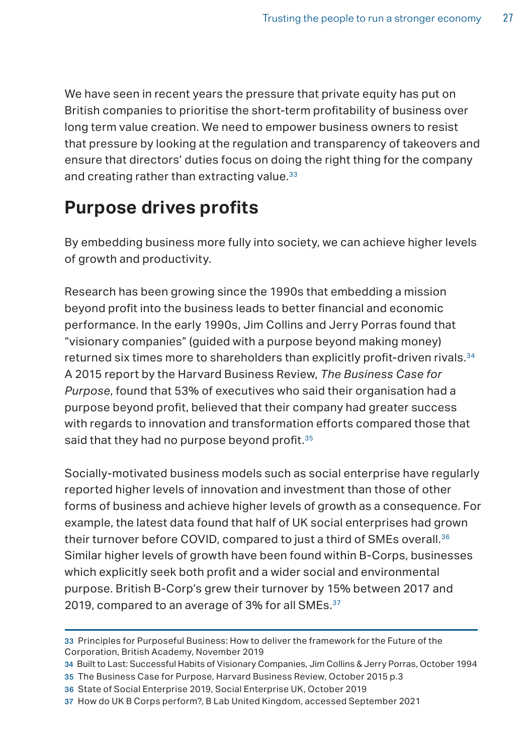We have seen in recent years the pressure that private equity has put on British companies to prioritise the short-term profitability of business over long term value creation. We need to empower business owners to resist that pressure by looking at the regulation and transparency of takeovers and ensure that directors' duties focus on doing the right thing for the company and creating rather than extracting value.[33]

## Purpose drives profits

By embedding business more fully into society, we can achieve higher levels of growth and productivity.

Research has been growing since the 1990s that embedding a mission beyond profit into the business leads to better financial and economic performance. In the early 1990s, Jim Collins and Jerry Porras found that "visionary companies" (guided with a purpose beyond making money) returned six times more to shareholders than explicitly profit-driven rivals.[34] A 2015 report by the Harvard Business Review, *The Business Case for Purpose*, found that 53% of executives who said their organisation had a purpose beyond profit, believed that their company had greater success with regards to innovation and transformation efforts compared those that said that they had no purpose beyond profit.[35]

Socially-motivated business models such as social enterprise have regularly reported higher levels of innovation and investment than those of other forms of business and achieve higher levels of growth as a consequence. For example, the latest data found that half of UK social enterprises had grown their turnover before COVID, compared to just a third of SMEs overall.[36] Similar higher levels of growth have been found within B-Corps, businesses which explicitly seek both profit and a wider social and environmental purpose. British B-Corp's grew their turnover by 15% between 2017 and 2019, compared to an average of 3% for all SMEs.[37]

---

33 Principles for Purposeful Business: How to deliver the framework for the Future of the Corporation, British Academy, November 2019

34 Built to Last: Successful Habits of Visionary Companies, Jim Collins & Jerry Porras, October 1994

35 The Business Case for Purpose, Harvard Business Review, October 2015 p.3

36 State of Social Enterprise 2019, Social Enterprise UK, October 2019

37 How do UK B Corps perform?, B Lab United Kingdom, accessed September 2021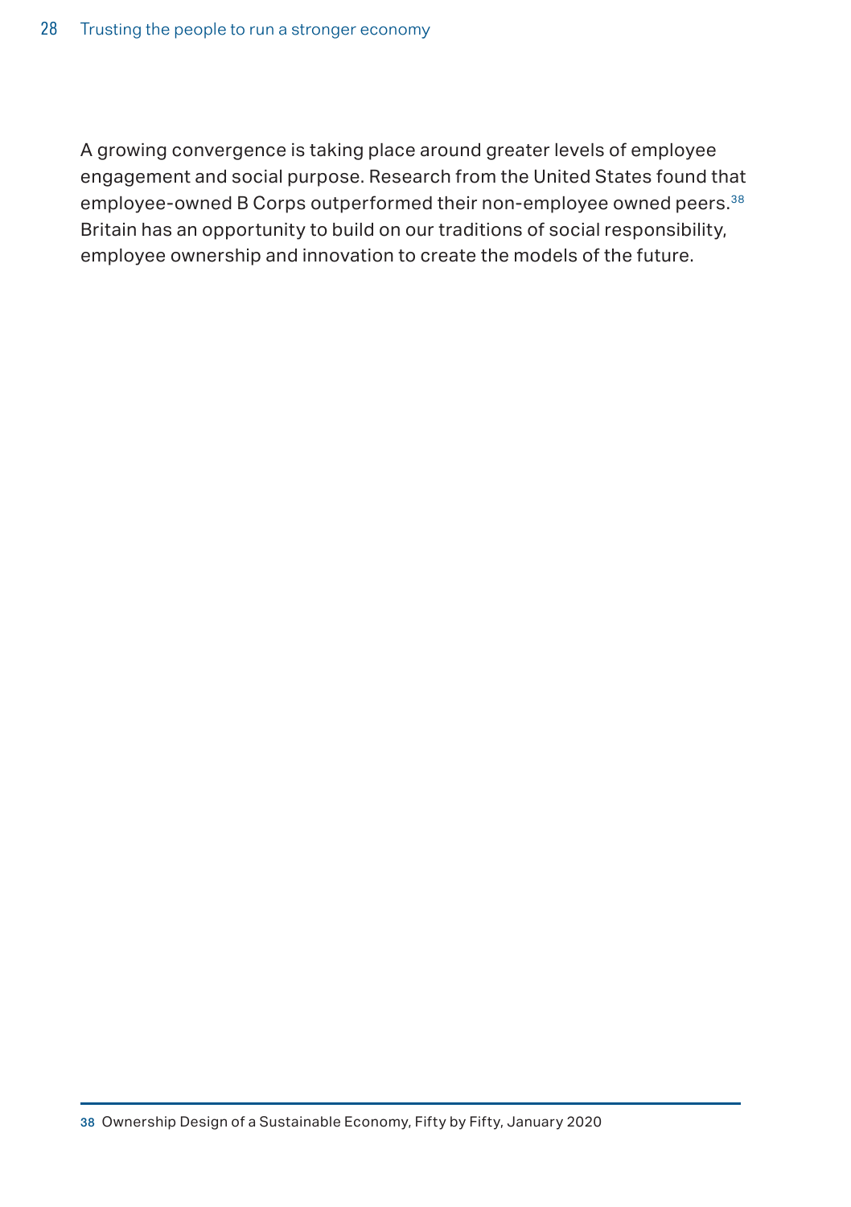A growing convergence is taking place around greater levels of employee engagement and social purpose. Research from the United States found that employee-owned B Corps outperformed their non-employee owned peers.[38] Britain has an opportunity to build on our traditions of social responsibility, employee ownership and innovation to create the models of the future.

---

38 Ownership Design of a Sustainable Economy, Fifty by Fifty, January 2020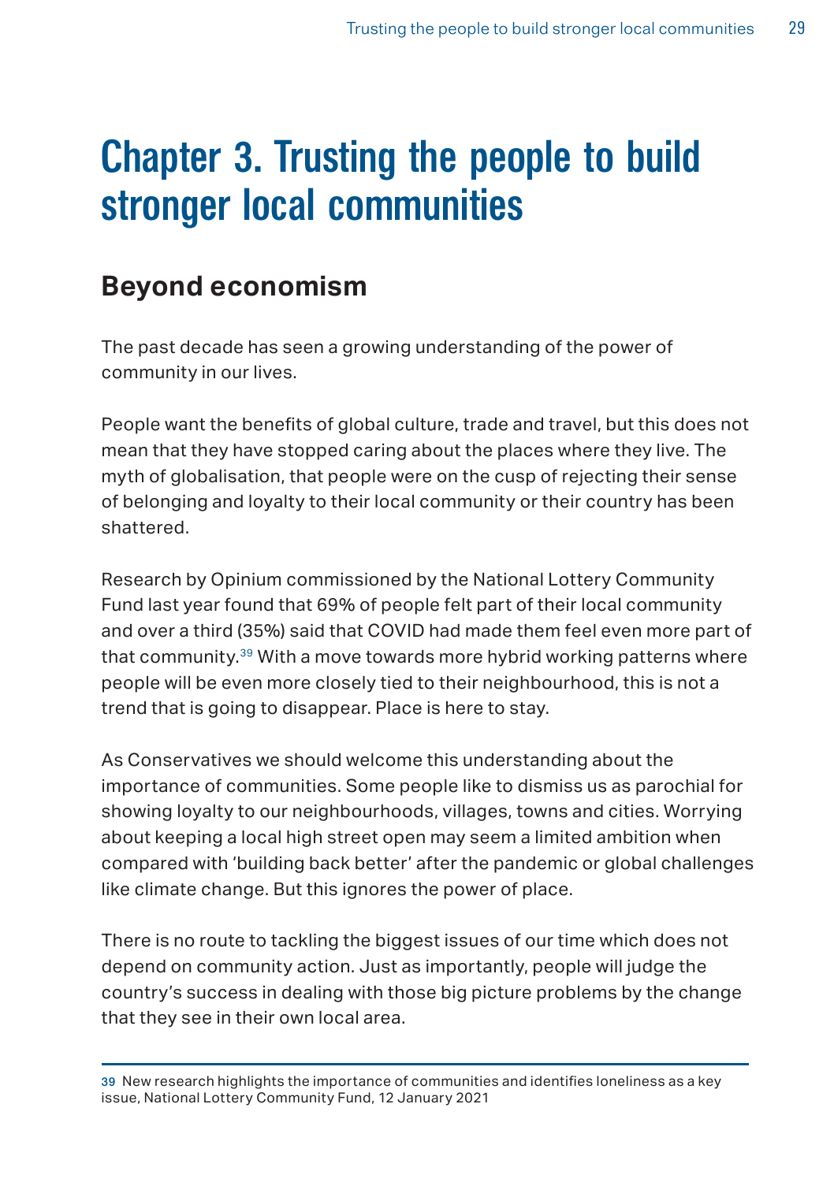# Chapter 3. Trusting the people to build stronger local communities

## Beyond economism

The past decade has seen a growing understanding of the power of community in our lives.

People want the benefits of global culture, trade and travel, but this does not mean that they have stopped caring about the places where they live. The myth of globalisation, that people were on the cusp of rejecting their sense of belonging and loyalty to their local community or their country has been shattered.

Research by Opinium commissioned by the National Lottery Community Fund last year found that 69% of people felt part of their local community and over a third (35%) said that COVID had made them feel even more part of that community.[39] With a move towards more hybrid working patterns where people will be even more closely tied to their neighbourhood, this is not a trend that is going to disappear. Place is here to stay.

As Conservatives we should welcome this understanding about the importance of communities. Some people like to dismiss us as parochial for showing loyalty to our neighbourhoods, villages, towns and cities. Worrying about keeping a local high street open may seem a limited ambition when compared with 'building back better' after the pandemic or global challenges like climate change. But this ignores the power of place.

There is no route to tackling the biggest issues of our time which does not depend on community action. Just as importantly, people will judge the country's success in dealing with those big picture problems by the change that they see in their own local area.

---

39 New research highlights the importance of communities and identifies loneliness as a key issue, National Lottery Community Fund, 12 January 2021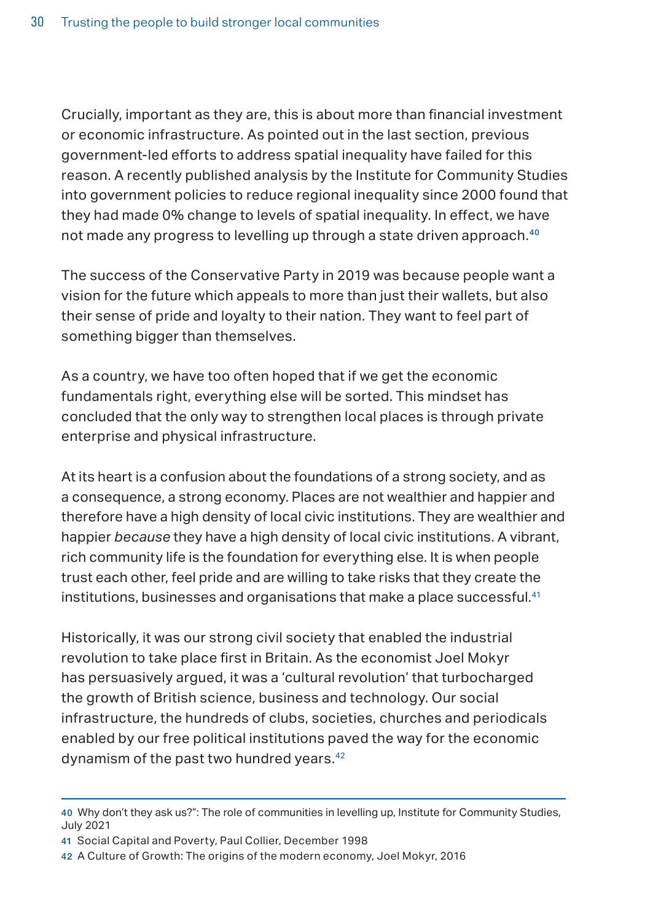Crucially, important as they are, this is about more than financial investment or economic infrastructure. As pointed out in the last section, previous government-led efforts to address spatial inequality have failed for this reason. A recently published analysis by the Institute for Community Studies into government policies to reduce regional inequality since 2000 found that they had made 0% change to levels of spatial inequality. In effect, we have not made any progress to levelling up through a state driven approach.[40]

The success of the Conservative Party in 2019 was because people want a vision for the future which appeals to more than just their wallets, but also their sense of pride and loyalty to their nation. They want to feel part of something bigger than themselves.

As a country, we have too often hoped that if we get the economic fundamentals right, everything else will be sorted. This mindset has concluded that the only way to strengthen local places is through private enterprise and physical infrastructure.

At its heart is a confusion about the foundations of a strong society, and as a consequence, a strong economy. Places are not wealthier and happier and therefore have a high density of local civic institutions. They are wealthier and happier *because* they have a high density of local civic institutions. A vibrant, rich community life is the foundation for everything else. It is when people trust each other, feel pride and are willing to take risks that they create the institutions, businesses and organisations that make a place successful.[41]

Historically, it was our strong civil society that enabled the industrial revolution to take place first in Britain. As the economist Joel Mokyr has persuasively argued, it was a 'cultural revolution' that turbocharged the growth of British science, business and technology. Our social infrastructure, the hundreds of clubs, societies, churches and periodicals enabled by our free political institutions paved the way for the economic dynamism of the past two hundred years.[42]

---

40 Why don't they ask us?": The role of communities in levelling up, Institute for Community Studies, July 2021

41 Social Capital and Poverty, Paul Collier, December 1998

42 A Culture of Growth: The origins of the modern economy, Joel Mokyr, 2016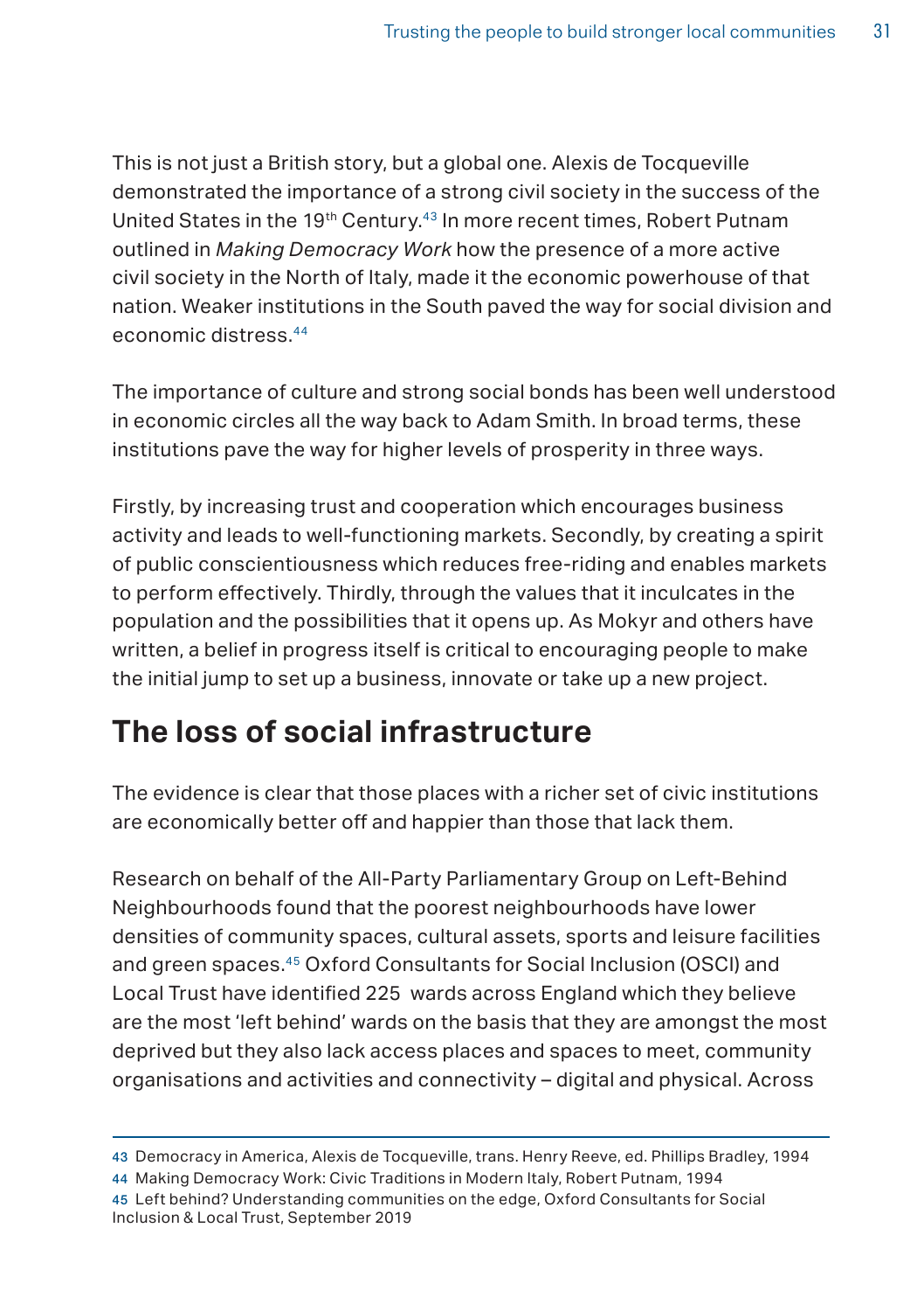This is not just a British story, but a global one. Alexis de Tocqueville demonstrated the importance of a strong civil society in the success of the United States in the 19th Century.[43] In more recent times, Robert Putnam outlined in *Making Democracy Work* how the presence of a more active civil society in the North of Italy, made it the economic powerhouse of that nation. Weaker institutions in the South paved the way for social division and economic distress.[44]

The importance of culture and strong social bonds has been well understood in economic circles all the way back to Adam Smith. In broad terms, these institutions pave the way for higher levels of prosperity in three ways.

Firstly, by increasing trust and cooperation which encourages business activity and leads to well-functioning markets. Secondly, by creating a spirit of public conscientiousness which reduces free-riding and enables markets to perform effectively. Thirdly, through the values that it inculcates in the population and the possibilities that it opens up. As Mokyr and others have written, a belief in progress itself is critical to encouraging people to make the initial jump to set up a business, innovate or take up a new project.

## The loss of social infrastructure

The evidence is clear that those places with a richer set of civic institutions are economically better off and happier than those that lack them.

Research on behalf of the All-Party Parliamentary Group on Left-Behind Neighbourhoods found that the poorest neighbourhoods have lower densities of community spaces, cultural assets, sports and leisure facilities and green spaces.[45] Oxford Consultants for Social Inclusion (OSCI) and Local Trust have identified 225 wards across England which they believe are the most 'left behind' wards on the basis that they are amongst the most deprived but they also lack access places and spaces to meet, community organisations and activities and connectivity – digital and physical. Across

---

43 Democracy in America, Alexis de Tocqueville, trans. Henry Reeve, ed. Phillips Bradley, 1994

44 Making Democracy Work: Civic Traditions in Modern Italy, Robert Putnam, 1994

45 Left behind? Understanding communities on the edge, Oxford Consultants for Social Inclusion & Local Trust, September 2019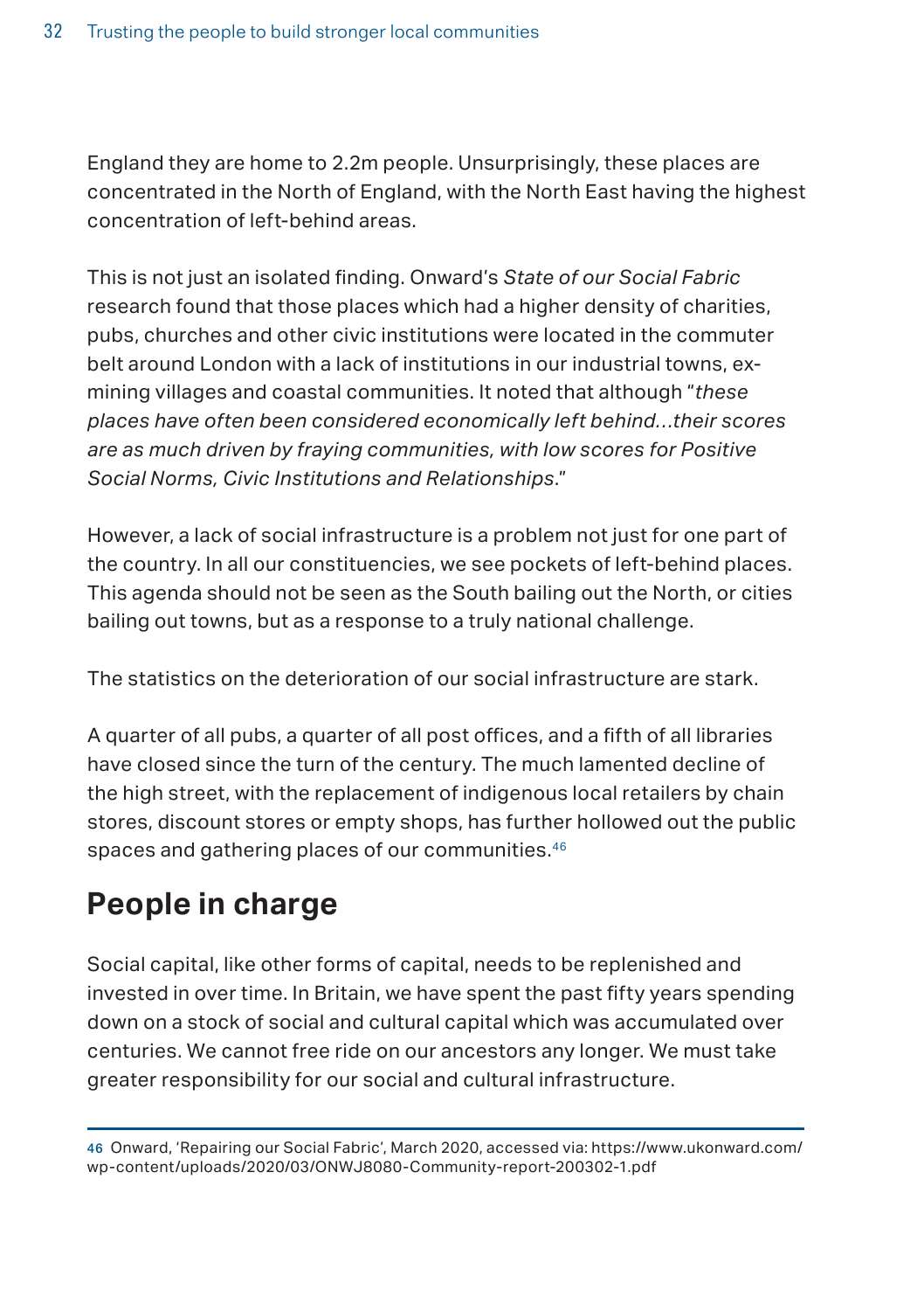England they are home to 2.2m people. Unsurprisingly, these places are concentrated in the North of England, with the North East having the highest concentration of left-behind areas.

This is not just an isolated finding. Onward's *State of our Social Fabric* research found that those places which had a higher density of charities, pubs, churches and other civic institutions were located in the commuter belt around London with a lack of institutions in our industrial towns, ex-mining villages and coastal communities. It noted that although "*these places have often been considered economically left behind...their scores are as much driven by fraying communities, with low scores for Positive Social Norms, Civic Institutions and Relationships*."

However, a lack of social infrastructure is a problem not just for one part of the country. In all our constituencies, we see pockets of left-behind places. This agenda should not be seen as the South bailing out the North, or cities bailing out towns, but as a response to a truly national challenge.

The statistics on the deterioration of our social infrastructure are stark.

A quarter of all pubs, a quarter of all post offices, and a fifth of all libraries have closed since the turn of the century. The much lamented decline of the high street, with the replacement of indigenous local retailers by chain stores, discount stores or empty shops, has further hollowed out the public spaces and gathering places of our communities.[46]

## People in charge

Social capital, like other forms of capital, needs to be replenished and invested in over time. In Britain, we have spent the past fifty years spending down on a stock of social and cultural capital which was accumulated over centuries. We cannot free ride on our ancestors any longer. We must take greater responsibility for our social and cultural infrastructure.

---

46 Onward, 'Repairing our Social Fabric', March 2020, accessed via: https://www.ukonward.com/wp-content/uploads/2020/03/ONWJ8080-Community-report-200302-1.pdf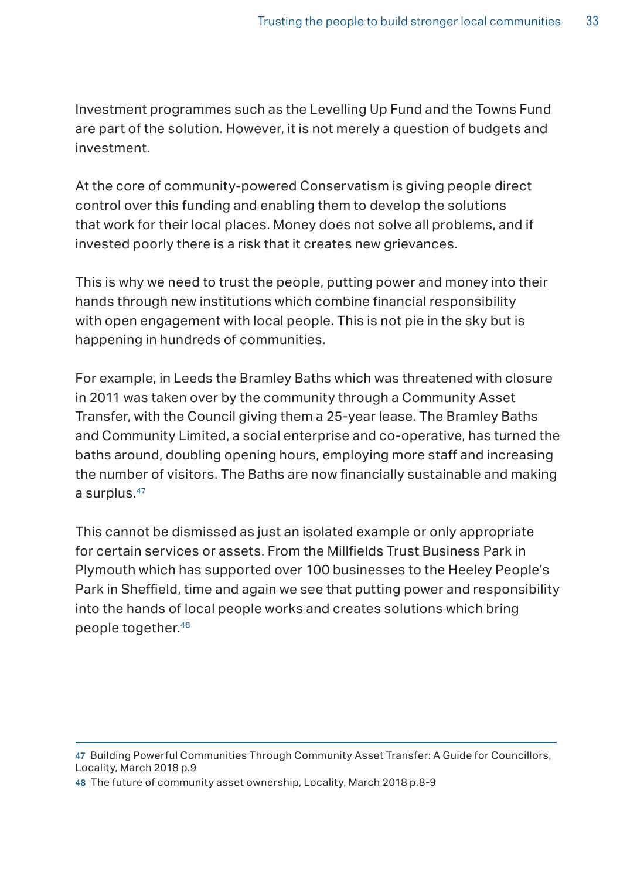Investment programmes such as the Levelling Up Fund and the Towns Fund are part of the solution. However, it is not merely a question of budgets and investment.

At the core of community-powered Conservatism is giving people direct control over this funding and enabling them to develop the solutions that work for their local places. Money does not solve all problems, and if invested poorly there is a risk that it creates new grievances.

This is why we need to trust the people, putting power and money into their hands through new institutions which combine financial responsibility with open engagement with local people. This is not pie in the sky but is happening in hundreds of communities.

For example, in Leeds the Bramley Baths which was threatened with closure in 2011 was taken over by the community through a Community Asset Transfer, with the Council giving them a 25-year lease. The Bramley Baths and Community Limited, a social enterprise and co-operative, has turned the baths around, doubling opening hours, employing more staff and increasing the number of visitors. The Baths are now financially sustainable and making a surplus.[47]

This cannot be dismissed as just an isolated example or only appropriate for certain services or assets. From the Millfields Trust Business Park in Plymouth which has supported over 100 businesses to the Heeley People's Park in Sheffield, time and again we see that putting power and responsibility into the hands of local people works and creates solutions which bring people together.[48]

---

47 Building Powerful Communities Through Community Asset Transfer: A Guide for Councillors, Locality, March 2018 p.9

48 The future of community asset ownership, Locality, March 2018 p.8-9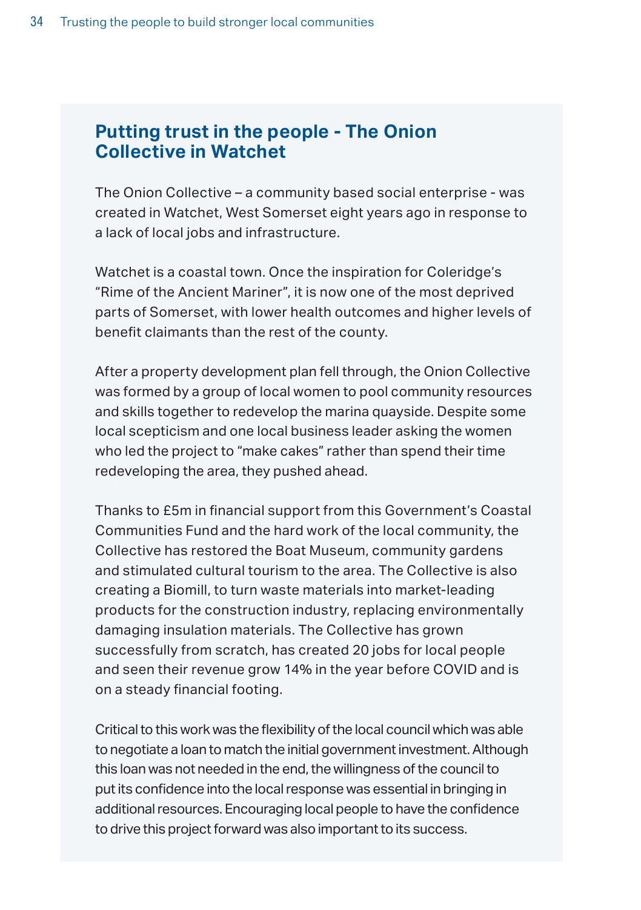## Putting trust in the people - The Onion Collective in Watchet

The Onion Collective – a community based social enterprise - was created in Watchet, West Somerset eight years ago in response to a lack of local jobs and infrastructure.

Watchet is a coastal town. Once the inspiration for Coleridge's "Rime of the Ancient Mariner", it is now one of the most deprived parts of Somerset, with lower health outcomes and higher levels of benefit claimants than the rest of the county.

After a property development plan fell through, the Onion Collective was formed by a group of local women to pool community resources and skills together to redevelop the marina quayside. Despite some local scepticism and one local business leader asking the women who led the project to "make cakes" rather than spend their time redeveloping the area, they pushed ahead.

Thanks to £5m in financial support from this Government's Coastal Communities Fund and the hard work of the local community, the Collective has restored the Boat Museum, community gardens and stimulated cultural tourism to the area. The Collective is also creating a Biomill, to turn waste materials into market-leading products for the construction industry, replacing environmentally damaging insulation materials. The Collective has grown successfully from scratch, has created 20 jobs for local people and seen their revenue grow 14% in the year before COVID and is on a steady financial footing.

Critical to this work was the flexibility of the local council which was able to negotiate a loan to match the initial government investment. Although this loan was not needed in the end, the willingness of the council to put its confidence into the local response was essential in bringing in additional resources. Encouraging local people to have the confidence to drive this project forward was also important to its success.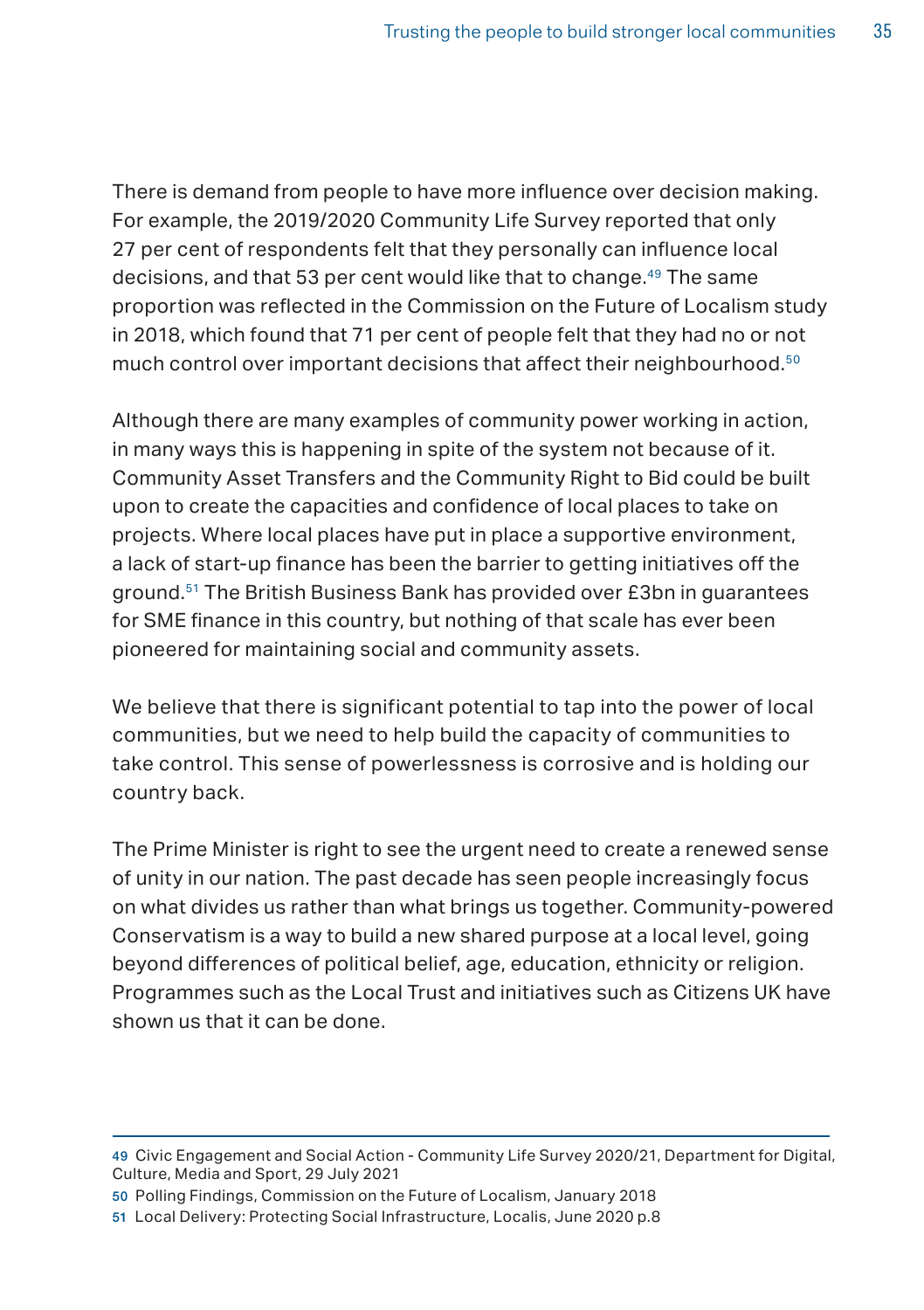There is demand from people to have more influence over decision making. For example, the 2019/2020 Community Life Survey reported that only 27 per cent of respondents felt that they personally can influence local decisions, and that 53 per cent would like that to change.[49] The same proportion was reflected in the Commission on the Future of Localism study in 2018, which found that 71 per cent of people felt that they had no or not much control over important decisions that affect their neighbourhood.[50]

Although there are many examples of community power working in action, in many ways this is happening in spite of the system not because of it. Community Asset Transfers and the Community Right to Bid could be built upon to create the capacities and confidence of local places to take on projects. Where local places have put in place a supportive environment, a lack of start-up finance has been the barrier to getting initiatives off the ground.[51] The British Business Bank has provided over £3bn in guarantees for SME finance in this country, but nothing of that scale has ever been pioneered for maintaining social and community assets.

We believe that there is significant potential to tap into the power of local communities, but we need to help build the capacity of communities to take control. This sense of powerlessness is corrosive and is holding our country back.

The Prime Minister is right to see the urgent need to create a renewed sense of unity in our nation. The past decade has seen people increasingly focus on what divides us rather than what brings us together. Community-powered Conservatism is a way to build a new shared purpose at a local level, going beyond differences of political belief, age, education, ethnicity or religion. Programmes such as the Local Trust and initiatives such as Citizens UK have shown us that it can be done.

---

49 Civic Engagement and Social Action - Community Life Survey 2020/21, Department for Digital, Culture, Media and Sport, 29 July 2021

50 Polling Findings, Commission on the Future of Localism, January 2018

51 Local Delivery: Protecting Social Infrastructure, Localis, June 2020 p.8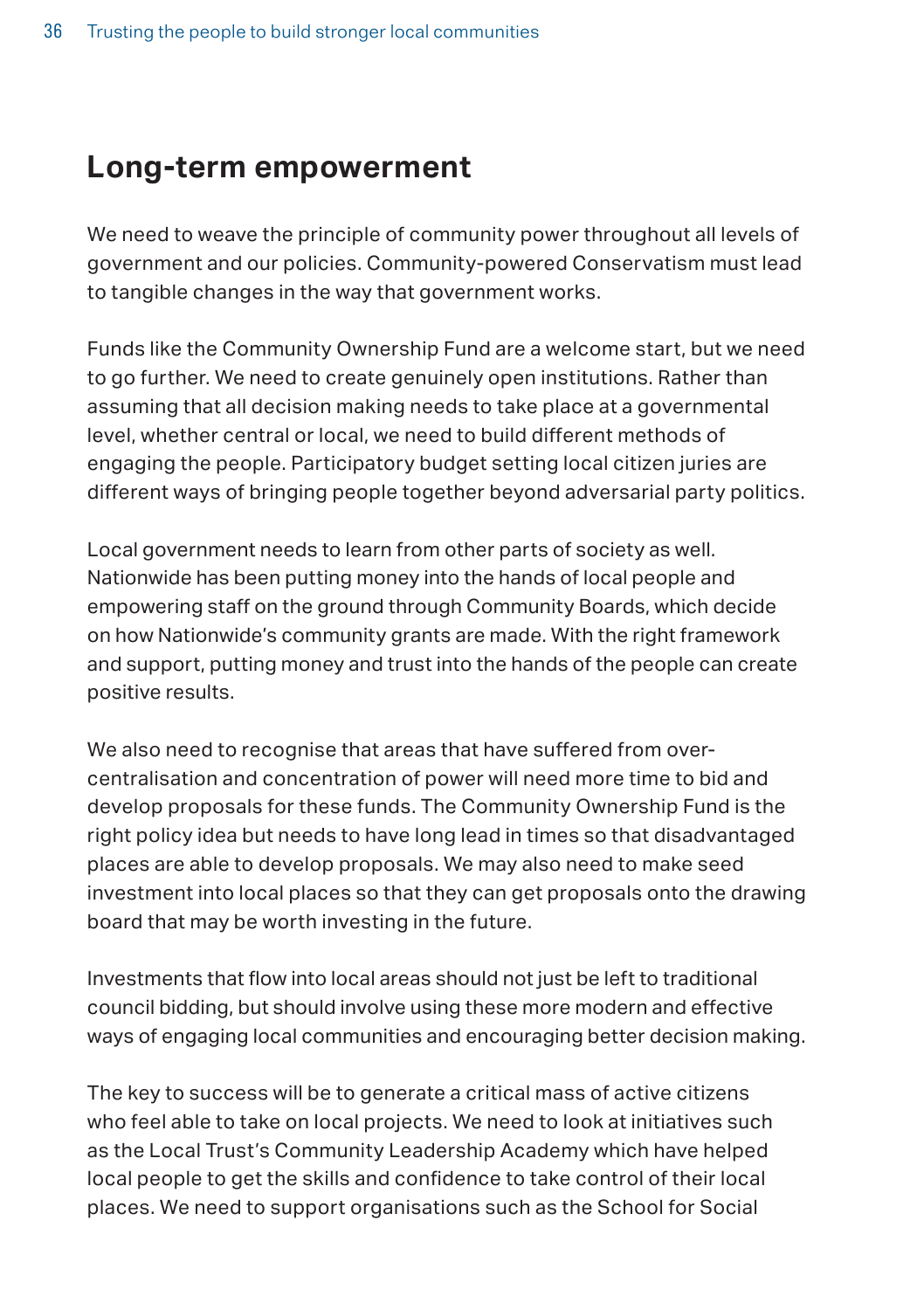## Long-term empowerment

We need to weave the principle of community power throughout all levels of government and our policies. Community-powered Conservatism must lead to tangible changes in the way that government works.

Funds like the Community Ownership Fund are a welcome start, but we need to go further. We need to create genuinely open institutions. Rather than assuming that all decision making needs to take place at a governmental level, whether central or local, we need to build different methods of engaging the people. Participatory budget setting local citizen juries are different ways of bringing people together beyond adversarial party politics.

Local government needs to learn from other parts of society as well. Nationwide has been putting money into the hands of local people and empowering staff on the ground through Community Boards, which decide on how Nationwide's community grants are made. With the right framework and support, putting money and trust into the hands of the people can create positive results.

We also need to recognise that areas that have suffered from over-centralisation and concentration of power will need more time to bid and develop proposals for these funds. The Community Ownership Fund is the right policy idea but needs to have long lead in times so that disadvantaged places are able to develop proposals. We may also need to make seed investment into local places so that they can get proposals onto the drawing board that may be worth investing in the future.

Investments that flow into local areas should not just be left to traditional council bidding, but should involve using these more modern and effective ways of engaging local communities and encouraging better decision making.

The key to success will be to generate a critical mass of active citizens who feel able to take on local projects. We need to look at initiatives such as the Local Trust's Community Leadership Academy which have helped local people to get the skills and confidence to take control of their local places. We need to support organisations such as the School for Social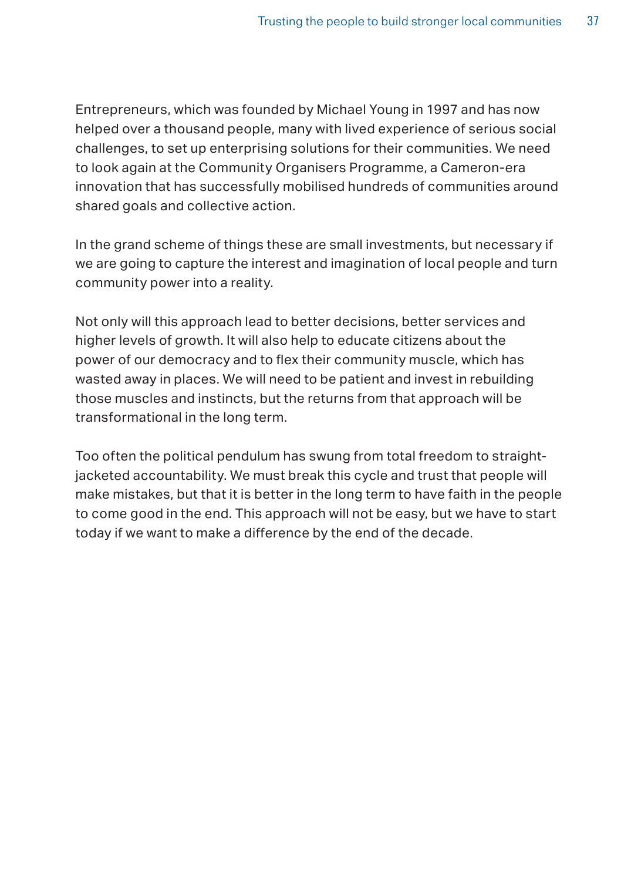Entrepreneurs, which was founded by Michael Young in 1997 and has now helped over a thousand people, many with lived experience of serious social challenges, to set up enterprising solutions for their communities. We need to look again at the Community Organisers Programme, a Cameron-era innovation that has successfully mobilised hundreds of communities around shared goals and collective action.

In the grand scheme of things these are small investments, but necessary if we are going to capture the interest and imagination of local people and turn community power into a reality.

Not only will this approach lead to better decisions, better services and higher levels of growth. It will also help to educate citizens about the power of our democracy and to flex their community muscle, which has wasted away in places. We will need to be patient and invest in rebuilding those muscles and instincts, but the returns from that approach will be transformational in the long term.

Too often the political pendulum has swung from total freedom to straight-jacketed accountability. We must break this cycle and trust that people will make mistakes, but that it is better in the long term to have faith in the people to come good in the end. This approach will not be easy, but we have to start today if we want to make a difference by the end of the decade.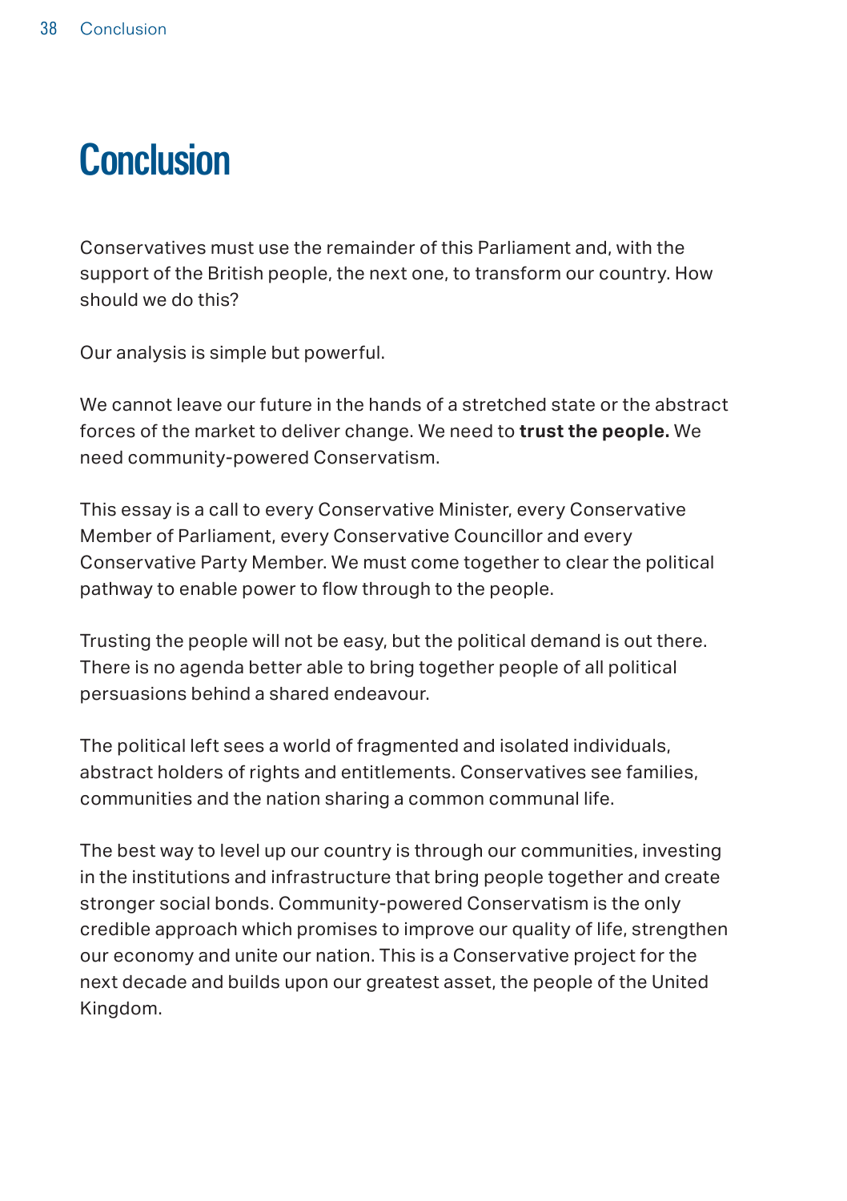# Conclusion

Conservatives must use the remainder of this Parliament and, with the support of the British people, the next one, to transform our country. How should we do this?

Our analysis is simple but powerful.

We cannot leave our future in the hands of a stretched state or the abstract forces of the market to deliver change. We need to **trust the people.** We need community-powered Conservatism.

This essay is a call to every Conservative Minister, every Conservative Member of Parliament, every Conservative Councillor and every Conservative Party Member. We must come together to clear the political pathway to enable power to flow through to the people.

Trusting the people will not be easy, but the political demand is out there. There is no agenda better able to bring together people of all political persuasions behind a shared endeavour.

The political left sees a world of fragmented and isolated individuals, abstract holders of rights and entitlements. Conservatives see families, communities and the nation sharing a common communal life.

The best way to level up our country is through our communities, investing in the institutions and infrastructure that bring people together and create stronger social bonds. Community-powered Conservatism is the only credible approach which promises to improve our quality of life, strengthen our economy and unite our nation. This is a Conservative project for the next decade and builds upon our greatest asset, the people of the United Kingdom.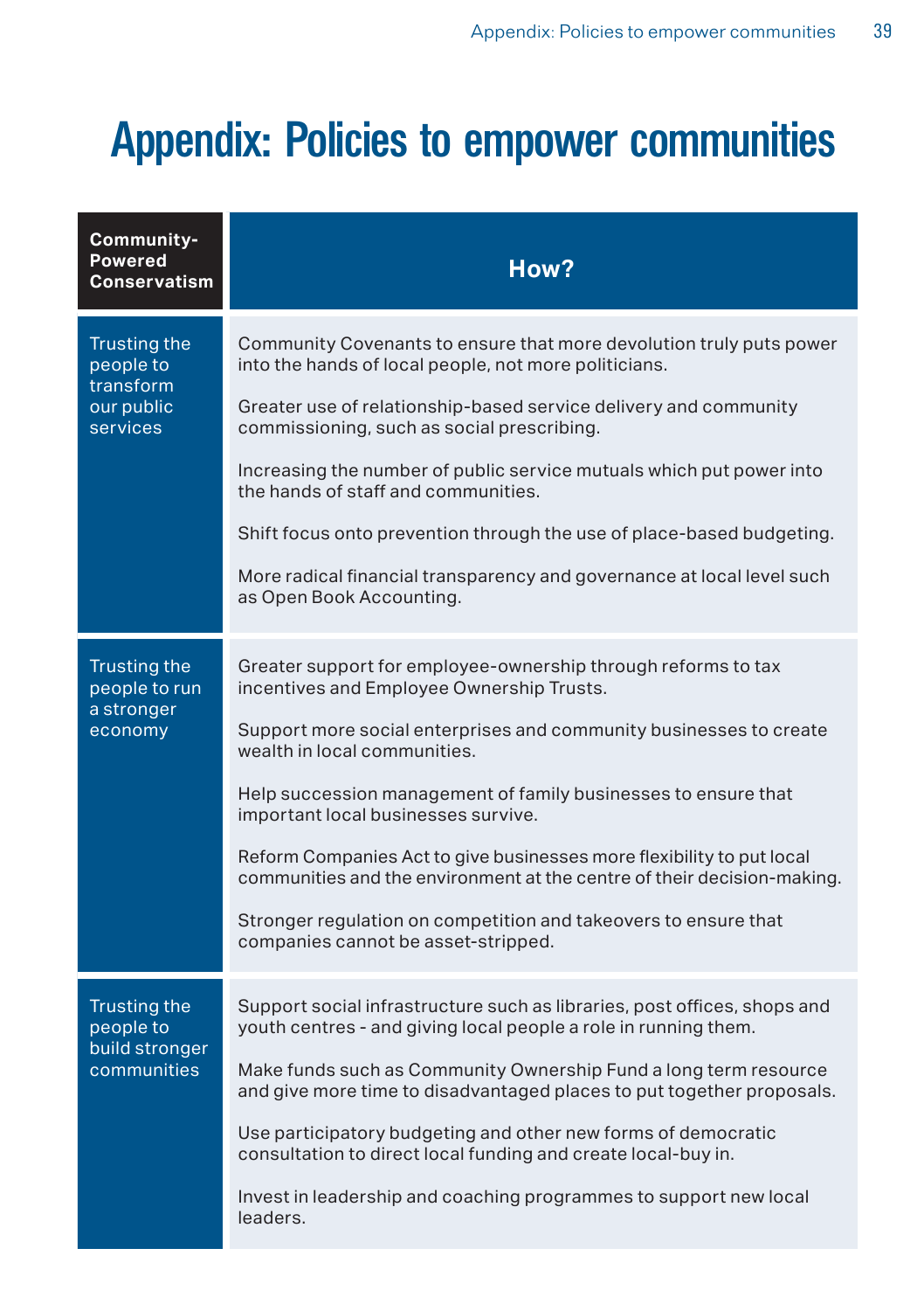# Appendix: Policies to empower communities

| Community-Powered Conservatism | How? |
|---|---|
| Trusting the people to transform our public services | Community Covenants to ensure that more devolution truly puts power into the hands of local people, not more politicians.<br><br>Greater use of relationship-based service delivery and community commissioning, such as social prescribing.<br><br>Increasing the number of public service mutuals which put power into the hands of staff and communities.<br><br>Shift focus onto prevention through the use of place-based budgeting.<br><br>More radical financial transparency and governance at local level such as Open Book Accounting. |
| Trusting the people to run a stronger economy | Greater support for employee-ownership through reforms to tax incentives and Employee Ownership Trusts.<br><br>Support more social enterprises and community businesses to create wealth in local communities.<br><br>Help succession management of family businesses to ensure that important local businesses survive.<br><br>Reform Companies Act to give businesses more flexibility to put local communities and the environment at the centre of their decision-making.<br><br>Stronger regulation on competition and takeovers to ensure that companies cannot be asset-stripped. |
| Trusting the people to build stronger communities | Support social infrastructure such as libraries, post offices, shops and youth centres - and giving local people a role in running them.<br><br>Make funds such as Community Ownership Fund a long term resource and give more time to disadvantaged places to put together proposals.<br><br>Use participatory budgeting and other new forms of democratic consultation to direct local funding and create local-buy in.<br><br>Invest in leadership and coaching programmes to support new local leaders. |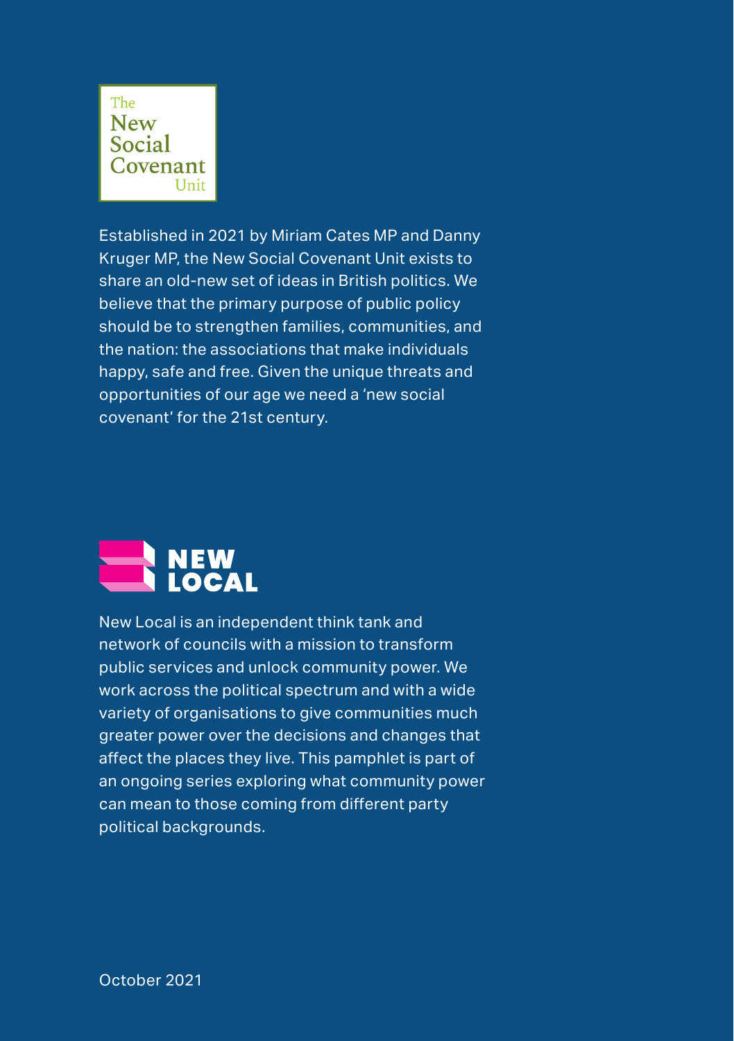The New Social Covenant Unit

Established in 2021 by Miriam Cates MP and Danny Kruger MP, the New Social Covenant Unit exists to share an old-new set of ideas in British politics. We believe that the primary purpose of public policy should be to strengthen families, communities, and the nation: the associations that make individuals happy, safe and free. Given the unique threats and opportunities of our age we need a 'new social covenant' for the 21st century.

NEW LOCAL

New Local is an independent think tank and network of councils with a mission to transform public services and unlock community power. We work across the political spectrum and with a wide variety of organisations to give communities much greater power over the decisions and changes that affect the places they live. This pamphlet is part of an ongoing series exploring what community power can mean to those coming from different party political backgrounds.

October 2021